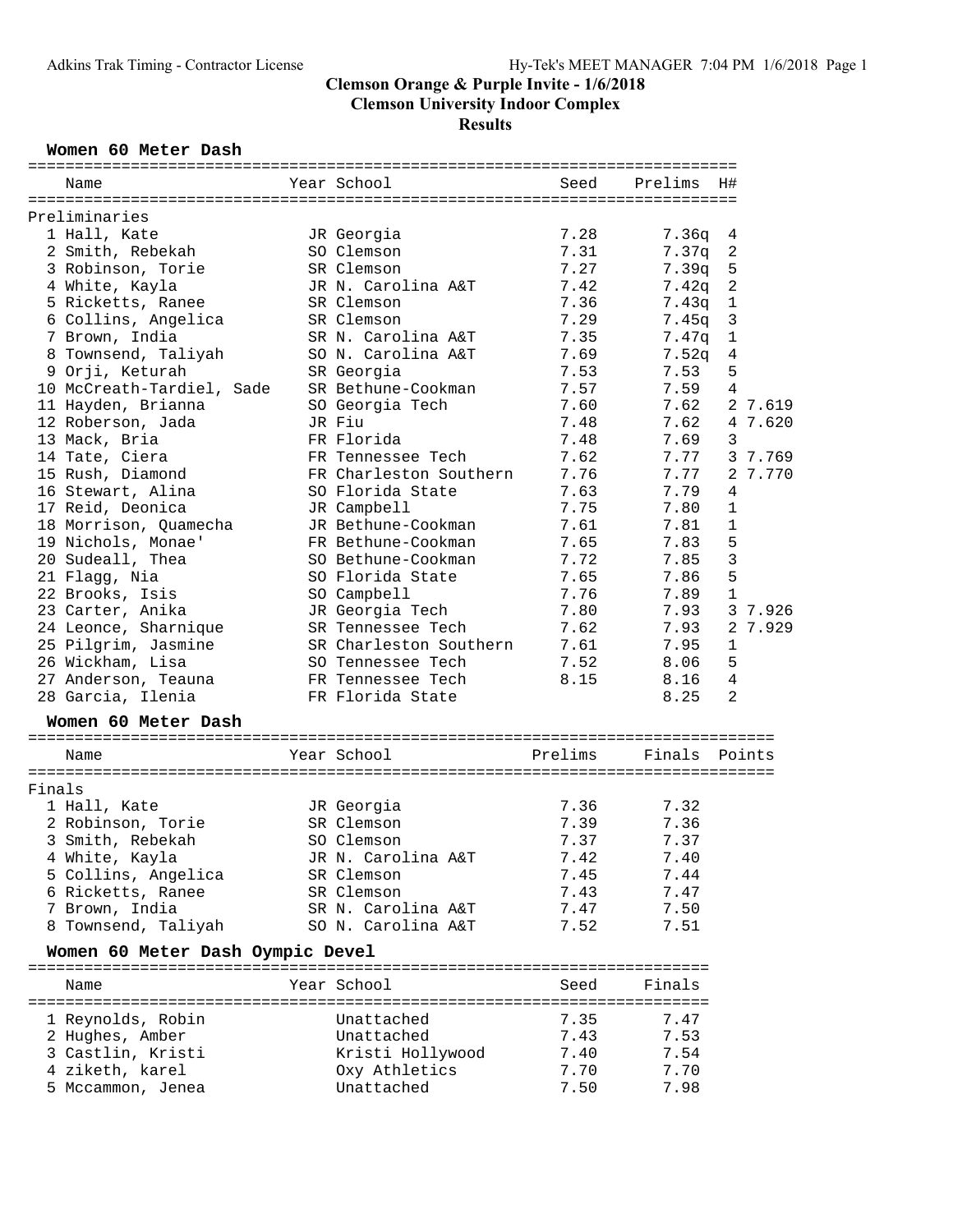# Clemson Orange & Purple Invite - 1/6/2018

## Clemson University Indoor Complex

## Results

### Women 60 Meter Dash

Preliminaries

| | Name | Year | School | Seed | Prelims | H# | |
|---|---|---|---|---|---|---|---|
| 1 | Hall, Kate | JR | Georgia | 7.28 | 7.36q | 4 | |
| 2 | Smith, Rebekah | SO | Clemson | 7.31 | 7.37q | 2 | |
| 3 | Robinson, Torie | SR | Clemson | 7.27 | 7.39q | 5 | |
| 4 | White, Kayla | JR | N. Carolina A&T | 7.42 | 7.42q | 2 | |
| 5 | Ricketts, Ranee | SR | Clemson | 7.36 | 7.43q | 1 | |
| 6 | Collins, Angelica | SR | Clemson | 7.29 | 7.45q | 3 | |
| 7 | Brown, India | SR | N. Carolina A&T | 7.35 | 7.47q | 1 | |
| 8 | Townsend, Taliyah | SO | N. Carolina A&T | 7.69 | 7.52q | 4 | |
| 9 | Orji, Keturah | SR | Georgia | 7.53 | 7.53 | 5 | |
| 10 | McCreath-Tardiel, Sade | SR | Bethune-Cookman | 7.57 | 7.59 | 4 | |
| 11 | Hayden, Brianna | SO | Georgia Tech | 7.60 | 7.62 | 2 | 7.619 |
| 12 | Roberson, Jada | JR | Fiu | 7.48 | 7.62 | 4 | 7.620 |
| 13 | Mack, Bria | FR | Florida | 7.48 | 7.69 | 3 | |
| 14 | Tate, Ciera | FR | Tennessee Tech | 7.62 | 7.77 | 3 | 7.769 |
| 15 | Rush, Diamond | FR | Charleston Southern | 7.76 | 7.77 | 2 | 7.770 |
| 16 | Stewart, Alina | SO | Florida State | 7.63 | 7.79 | 4 | |
| 17 | Reid, Deonica | JR | Campbell | 7.75 | 7.80 | 1 | |
| 18 | Morrison, Quamecha | JR | Bethune-Cookman | 7.61 | 7.81 | 1 | |
| 19 | Nichols, Monae' | FR | Bethune-Cookman | 7.65 | 7.83 | 5 | |
| 20 | Sudeall, Thea | SO | Bethune-Cookman | 7.72 | 7.85 | 3 | |
| 21 | Flagg, Nia | SO | Florida State | 7.65 | 7.86 | 5 | |
| 22 | Brooks, Isis | SO | Campbell | 7.76 | 7.89 | 1 | |
| 23 | Carter, Anika | JR | Georgia Tech | 7.80 | 7.93 | 3 | 7.926 |
| 24 | Leonce, Sharnique | SR | Tennessee Tech | 7.62 | 7.93 | 2 | 7.929 |
| 25 | Pilgrim, Jasmine | SR | Charleston Southern | 7.61 | 7.95 | 1 | |
| 26 | Wickham, Lisa | SO | Tennessee Tech | 7.52 | 8.06 | 5 | |
| 27 | Anderson, Teauna | FR | Tennessee Tech | 8.15 | 8.16 | 4 | |
| 28 | Garcia, Ilenia | FR | Florida State | | 8.25 | 2 | |

### Women 60 Meter Dash

Finals

| | Name | Year | School | Prelims | Finals | Points |
|---|---|---|---|---|---|---|
| 1 | Hall, Kate | JR | Georgia | 7.36 | 7.32 | |
| 2 | Robinson, Torie | SR | Clemson | 7.39 | 7.36 | |
| 3 | Smith, Rebekah | SO | Clemson | 7.37 | 7.37 | |
| 4 | White, Kayla | JR | N. Carolina A&T | 7.42 | 7.40 | |
| 5 | Collins, Angelica | SR | Clemson | 7.45 | 7.44 | |
| 6 | Ricketts, Ranee | SR | Clemson | 7.43 | 7.47 | |
| 7 | Brown, India | SR | N. Carolina A&T | 7.47 | 7.50 | |
| 8 | Townsend, Taliyah | SO | N. Carolina A&T | 7.52 | 7.51 | |

### Women 60 Meter Dash Oympic Devel

| | Name | Year | School | Seed | Finals |
|---|---|---|---|---|---|
| 1 | Reynolds, Robin | | Unattached | 7.35 | 7.47 |
| 2 | Hughes, Amber | | Unattached | 7.43 | 7.53 |
| 3 | Castlin, Kristi | | Kristi Hollywood | 7.40 | 7.54 |
| 4 | ziketh, karel | | Oxy Athletics | 7.70 | 7.70 |
| 5 | Mccammon, Jenea | | Unattached | 7.50 | 7.98 |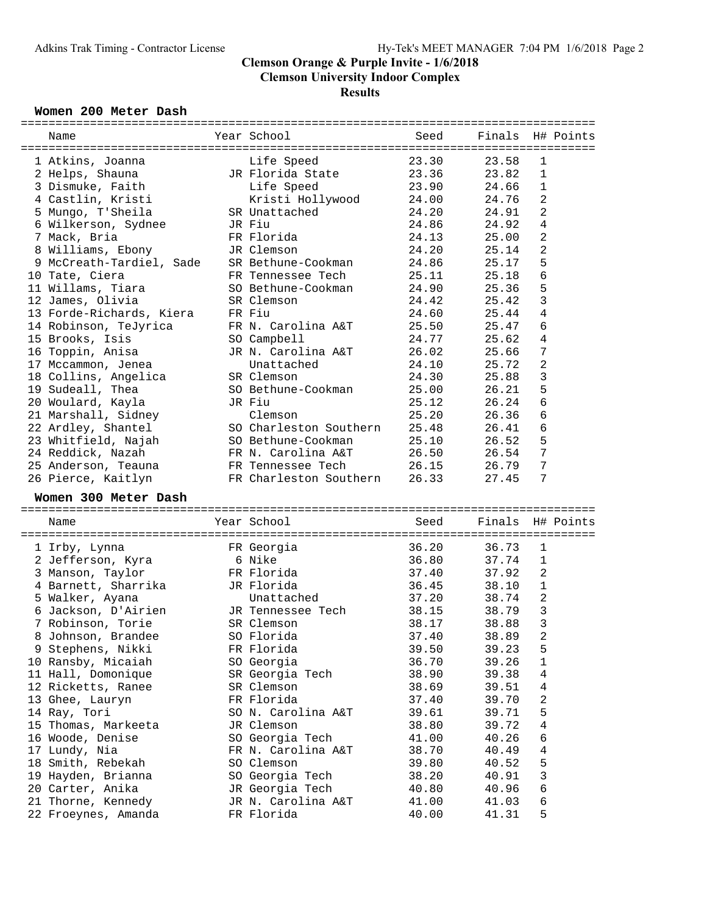# Clemson Orange & Purple Invite - 1/6/2018

## Clemson University Indoor Complex

### Results

#### Women 200 Meter Dash

| | Name | Year | School | Seed | Finals | H# | Points |
|---|---|---|---|---|---|---|---|
| 1 | Atkins, Joanna | | Life Speed | 23.30 | 23.58 | 1 | |
| 2 | Helps, Shauna | JR | Florida State | 23.36 | 23.82 | 1 | |
| 3 | Dismuke, Faith | | Life Speed | 23.90 | 24.66 | 1 | |
| 4 | Castlin, Kristi | | Kristi Hollywood | 24.00 | 24.76 | 2 | |
| 5 | Mungo, T'Sheila | SR | Unattached | 24.20 | 24.91 | 2 | |
| 6 | Wilkerson, Sydnee | JR | Fiu | 24.86 | 24.92 | 4 | |
| 7 | Mack, Bria | FR | Florida | 24.13 | 25.00 | 2 | |
| 8 | Williams, Ebony | JR | Clemson | 24.20 | 25.14 | 2 | |
| 9 | McCreath-Tardiel, Sade | SR | Bethune-Cookman | 24.86 | 25.17 | 5 | |
| 10 | Tate, Ciera | FR | Tennessee Tech | 25.11 | 25.18 | 6 | |
| 11 | Willams, Tiara | SO | Bethune-Cookman | 24.90 | 25.36 | 5 | |
| 12 | James, Olivia | SR | Clemson | 24.42 | 25.42 | 3 | |
| 13 | Forde-Richards, Kiera | FR | Fiu | 24.60 | 25.44 | 4 | |
| 14 | Robinson, TeJyrica | FR | N. Carolina A&T | 25.50 | 25.47 | 6 | |
| 15 | Brooks, Isis | SO | Campbell | 24.77 | 25.62 | 4 | |
| 16 | Toppin, Anisa | JR | N. Carolina A&T | 26.02 | 25.66 | 7 | |
| 17 | Mccammon, Jenea | | Unattached | 24.10 | 25.72 | 2 | |
| 18 | Collins, Angelica | SR | Clemson | 24.30 | 25.88 | 3 | |
| 19 | Sudeall, Thea | SO | Bethune-Cookman | 25.00 | 26.21 | 5 | |
| 20 | Woulard, Kayla | JR | Fiu | 25.12 | 26.24 | 6 | |
| 21 | Marshall, Sidney | | Clemson | 25.20 | 26.36 | 6 | |
| 22 | Ardley, Shantel | SO | Charleston Southern | 25.48 | 26.41 | 6 | |
| 23 | Whitfield, Najah | SO | Bethune-Cookman | 25.10 | 26.52 | 5 | |
| 24 | Reddick, Nazah | FR | N. Carolina A&T | 26.50 | 26.54 | 7 | |
| 25 | Anderson, Teauna | FR | Tennessee Tech | 26.15 | 26.79 | 7 | |
| 26 | Pierce, Kaitlyn | FR | Charleston Southern | 26.33 | 27.45 | 7 | |

#### Women 300 Meter Dash

| | Name | Year | School | Seed | Finals | H# | Points |
|---|---|---|---|---|---|---|---|
| 1 | Irby, Lynna | FR | Georgia | 36.20 | 36.73 | 1 | |
| 2 | Jefferson, Kyra | 6 | Nike | 36.80 | 37.74 | 1 | |
| 3 | Manson, Taylor | FR | Florida | 37.40 | 37.92 | 2 | |
| 4 | Barnett, Sharrika | JR | Florida | 36.45 | 38.10 | 1 | |
| 5 | Walker, Ayana | | Unattached | 37.20 | 38.74 | 2 | |
| 6 | Jackson, D'Airien | JR | Tennessee Tech | 38.15 | 38.79 | 3 | |
| 7 | Robinson, Torie | SR | Clemson | 38.17 | 38.88 | 3 | |
| 8 | Johnson, Brandee | SO | Florida | 37.40 | 38.89 | 2 | |
| 9 | Stephens, Nikki | FR | Florida | 39.50 | 39.23 | 5 | |
| 10 | Ransby, Micaiah | SO | Georgia | 36.70 | 39.26 | 1 | |
| 11 | Hall, Domonique | SR | Georgia Tech | 38.90 | 39.38 | 4 | |
| 12 | Ricketts, Ranee | SR | Clemson | 38.69 | 39.51 | 4 | |
| 13 | Ghee, Lauryn | FR | Florida | 37.40 | 39.70 | 2 | |
| 14 | Ray, Tori | SO | N. Carolina A&T | 39.61 | 39.71 | 5 | |
| 15 | Thomas, Markeeta | JR | Clemson | 38.80 | 39.72 | 4 | |
| 16 | Woode, Denise | SO | Georgia Tech | 41.00 | 40.26 | 6 | |
| 17 | Lundy, Nia | FR | N. Carolina A&T | 38.70 | 40.49 | 4 | |
| 18 | Smith, Rebekah | SO | Clemson | 39.80 | 40.52 | 5 | |
| 19 | Hayden, Brianna | SO | Georgia Tech | 38.20 | 40.91 | 3 | |
| 20 | Carter, Anika | JR | Georgia Tech | 40.80 | 40.96 | 6 | |
| 21 | Thorne, Kennedy | JR | N. Carolina A&T | 41.00 | 41.03 | 6 | |
| 22 | Froeynes, Amanda | FR | Florida | 40.00 | 41.31 | 5 | |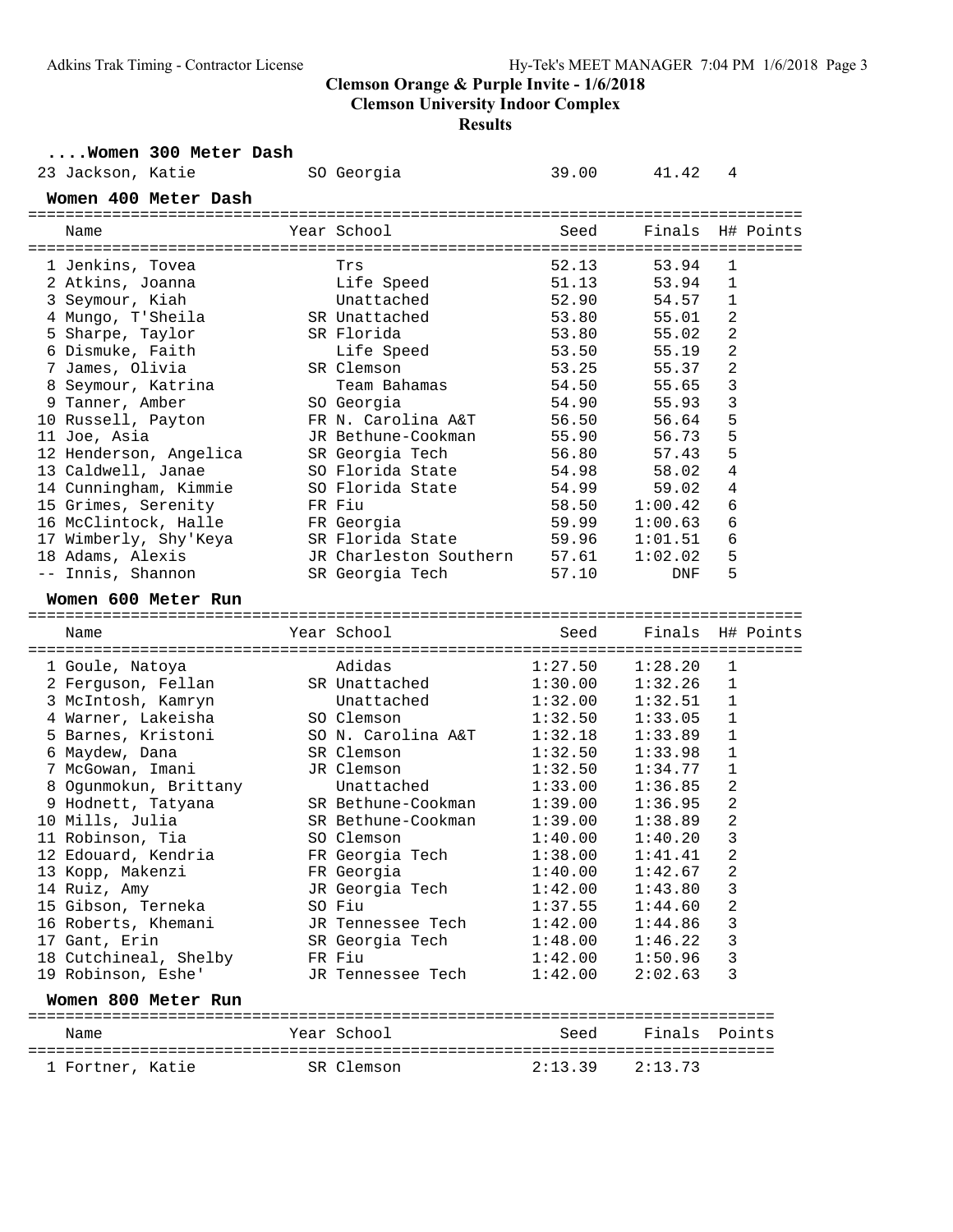# Clemson Orange & Purple Invite - 1/6/2018

## Clemson University Indoor Complex

### Results

#### ....Women 300 Meter Dash

| Name | Year | School | Seed | Finals | H# | Points |
|---|---|---|---|---|---|---|
| 23 Jackson, Katie | SO | Georgia | 39.00 | 41.42 | 4 | |

#### Women 400 Meter Dash

| Name | Year | School | Seed | Finals | H# | Points |
|---|---|---|---|---|---|---|
| 1 Jenkins, Tovea | | Trs | 52.13 | 53.94 | 1 | |
| 2 Atkins, Joanna | | Life Speed | 51.13 | 53.94 | 1 | |
| 3 Seymour, Kiah | | Unattached | 52.90 | 54.57 | 1 | |
| 4 Mungo, T'Sheila | SR | Unattached | 53.80 | 55.01 | 2 | |
| 5 Sharpe, Taylor | SR | Florida | 53.80 | 55.02 | 2 | |
| 6 Dismuke, Faith | | Life Speed | 53.50 | 55.19 | 2 | |
| 7 James, Olivia | SR | Clemson | 53.25 | 55.37 | 2 | |
| 8 Seymour, Katrina | | Team Bahamas | 54.50 | 55.65 | 3 | |
| 9 Tanner, Amber | SO | Georgia | 54.90 | 55.93 | 3 | |
| 10 Russell, Payton | FR | N. Carolina A&T | 56.50 | 56.64 | 5 | |
| 11 Joe, Asia | JR | Bethune-Cookman | 55.90 | 56.73 | 5 | |
| 12 Henderson, Angelica | SR | Georgia Tech | 56.80 | 57.43 | 5 | |
| 13 Caldwell, Janae | SO | Florida State | 54.98 | 58.02 | 4 | |
| 14 Cunningham, Kimmie | SO | Florida State | 54.99 | 59.02 | 4 | |
| 15 Grimes, Serenity | FR | Fiu | 58.50 | 1:00.42 | 6 | |
| 16 McClintock, Halle | FR | Georgia | 59.99 | 1:00.63 | 6 | |
| 17 Wimberly, Shy'Keya | SR | Florida State | 59.96 | 1:01.51 | 6 | |
| 18 Adams, Alexis | JR | Charleston Southern | 57.61 | 1:02.02 | 5 | |
| -- Innis, Shannon | SR | Georgia Tech | 57.10 | DNF | 5 | |

#### Women 600 Meter Run

| Name | Year | School | Seed | Finals | H# | Points |
|---|---|---|---|---|---|---|
| 1 Goule, Natoya | | Adidas | 1:27.50 | 1:28.20 | 1 | |
| 2 Ferguson, Fellan | SR | Unattached | 1:30.00 | 1:32.26 | 1 | |
| 3 McIntosh, Kamryn | | Unattached | 1:32.00 | 1:32.51 | 1 | |
| 4 Warner, Lakeisha | SO | Clemson | 1:32.50 | 1:33.05 | 1 | |
| 5 Barnes, Kristoni | SO | N. Carolina A&T | 1:32.18 | 1:33.89 | 1 | |
| 6 Maydew, Dana | SR | Clemson | 1:32.50 | 1:33.98 | 1 | |
| 7 McGowan, Imani | JR | Clemson | 1:32.50 | 1:34.77 | 1 | |
| 8 Ogunmokun, Brittany | | Unattached | 1:33.00 | 1:36.85 | 2 | |
| 9 Hodnett, Tatyana | SR | Bethune-Cookman | 1:39.00 | 1:36.95 | 2 | |
| 10 Mills, Julia | SR | Bethune-Cookman | 1:39.00 | 1:38.89 | 2 | |
| 11 Robinson, Tia | SO | Clemson | 1:40.00 | 1:40.20 | 3 | |
| 12 Edouard, Kendria | FR | Georgia Tech | 1:38.00 | 1:41.41 | 2 | |
| 13 Kopp, Makenzi | FR | Georgia | 1:40.00 | 1:42.67 | 2 | |
| 14 Ruiz, Amy | JR | Georgia Tech | 1:42.00 | 1:43.80 | 3 | |
| 15 Gibson, Terneka | SO | Fiu | 1:37.55 | 1:44.60 | 2 | |
| 16 Roberts, Khemani | JR | Tennessee Tech | 1:42.00 | 1:44.86 | 3 | |
| 17 Gant, Erin | SR | Georgia Tech | 1:48.00 | 1:46.22 | 3 | |
| 18 Cutchineal, Shelby | FR | Fiu | 1:42.00 | 1:50.96 | 3 | |
| 19 Robinson, Eshe' | JR | Tennessee Tech | 1:42.00 | 2:02.63 | 3 | |

#### Women 800 Meter Run

| Name | Year | School | Seed | Finals | Points |
|---|---|---|---|---|---|
| 1 Fortner, Katie | SR | Clemson | 2:13.39 | 2:13.73 | |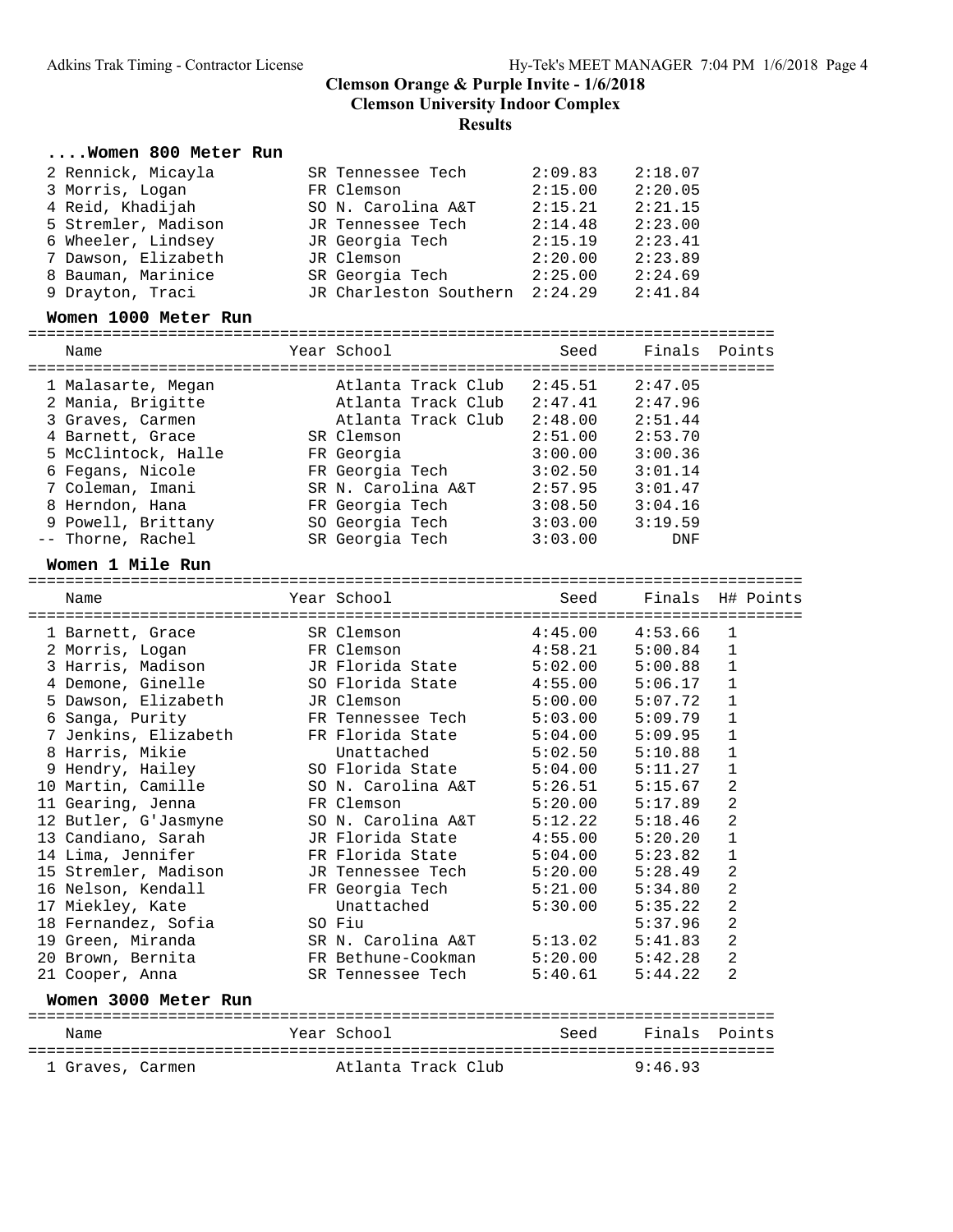# Clemson Orange & Purple Invite - 1/6/2018

## Clemson University Indoor Complex

### Results

#### ....Women 800 Meter Run

| Place | Name | Year | School | Seed | Finals |
|---|---|---|---|---|---|
| 2 | Rennick, Micayla | SR | Tennessee Tech | 2:09.83 | 2:18.07 |
| 3 | Morris, Logan | FR | Clemson | 2:15.00 | 2:20.05 |
| 4 | Reid, Khadijah | SO | N. Carolina A&T | 2:15.21 | 2:21.15 |
| 5 | Stremler, Madison | JR | Tennessee Tech | 2:14.48 | 2:23.00 |
| 6 | Wheeler, Lindsey | JR | Georgia Tech | 2:15.19 | 2:23.41 |
| 7 | Dawson, Elizabeth | JR | Clemson | 2:20.00 | 2:23.89 |
| 8 | Bauman, Marinice | SR | Georgia Tech | 2:25.00 | 2:24.69 |
| 9 | Drayton, Traci | JR | Charleston Southern | 2:24.29 | 2:41.84 |

#### Women 1000 Meter Run

| Place | Name | Year | School | Seed | Finals | Points |
|---|---|---|---|---|---|---|
| 1 | Malasarte, Megan | | Atlanta Track Club | 2:45.51 | 2:47.05 | |
| 2 | Mania, Brigitte | | Atlanta Track Club | 2:47.41 | 2:47.96 | |
| 3 | Graves, Carmen | | Atlanta Track Club | 2:48.00 | 2:51.44 | |
| 4 | Barnett, Grace | SR | Clemson | 2:51.00 | 2:53.70 | |
| 5 | McClintock, Halle | FR | Georgia | 3:00.00 | 3:00.36 | |
| 6 | Fegans, Nicole | FR | Georgia Tech | 3:02.50 | 3:01.14 | |
| 7 | Coleman, Imani | SR | N. Carolina A&T | 2:57.95 | 3:01.47 | |
| 8 | Herndon, Hana | FR | Georgia Tech | 3:08.50 | 3:04.16 | |
| 9 | Powell, Brittany | SO | Georgia Tech | 3:03.00 | 3:19.59 | |
| -- | Thorne, Rachel | SR | Georgia Tech | 3:03.00 | DNF | |

#### Women 1 Mile Run

| Place | Name | Year | School | Seed | Finals | H# | Points |
|---|---|---|---|---|---|---|---|
| 1 | Barnett, Grace | SR | Clemson | 4:45.00 | 4:53.66 | 1 | |
| 2 | Morris, Logan | FR | Clemson | 4:58.21 | 5:00.84 | 1 | |
| 3 | Harris, Madison | JR | Florida State | 5:02.00 | 5:00.88 | 1 | |
| 4 | Demone, Ginelle | SO | Florida State | 4:55.00 | 5:06.17 | 1 | |
| 5 | Dawson, Elizabeth | JR | Clemson | 5:00.00 | 5:07.72 | 1 | |
| 6 | Sanga, Purity | FR | Tennessee Tech | 5:03.00 | 5:09.79 | 1 | |
| 7 | Jenkins, Elizabeth | FR | Florida State | 5:04.00 | 5:09.95 | 1 | |
| 8 | Harris, Mikie | | Unattached | 5:02.50 | 5:10.88 | 1 | |
| 9 | Hendry, Hailey | SO | Florida State | 5:04.00 | 5:11.27 | 1 | |
| 10 | Martin, Camille | SO | N. Carolina A&T | 5:26.51 | 5:15.67 | 2 | |
| 11 | Gearing, Jenna | FR | Clemson | 5:20.00 | 5:17.89 | 2 | |
| 12 | Butler, G'Jasmyne | SO | N. Carolina A&T | 5:12.22 | 5:18.46 | 2 | |
| 13 | Candiano, Sarah | JR | Florida State | 4:55.00 | 5:20.20 | 1 | |
| 14 | Lima, Jennifer | FR | Florida State | 5:04.00 | 5:23.82 | 1 | |
| 15 | Stremler, Madison | JR | Tennessee Tech | 5:20.00 | 5:28.49 | 2 | |
| 16 | Nelson, Kendall | FR | Georgia Tech | 5:21.00 | 5:34.80 | 2 | |
| 17 | Miekley, Kate | | Unattached | 5:30.00 | 5:35.22 | 2 | |
| 18 | Fernandez, Sofia | SO | Fiu | | 5:37.96 | 2 | |
| 19 | Green, Miranda | SR | N. Carolina A&T | 5:13.02 | 5:41.83 | 2 | |
| 20 | Brown, Bernita | FR | Bethune-Cookman | 5:20.00 | 5:42.28 | 2 | |
| 21 | Cooper, Anna | SR | Tennessee Tech | 5:40.61 | 5:44.22 | 2 | |

#### Women 3000 Meter Run

| Place | Name | Year | School | Seed | Finals | Points |
|---|---|---|---|---|---|---|
| 1 | Graves, Carmen | | Atlanta Track Club | | 9:46.93 | |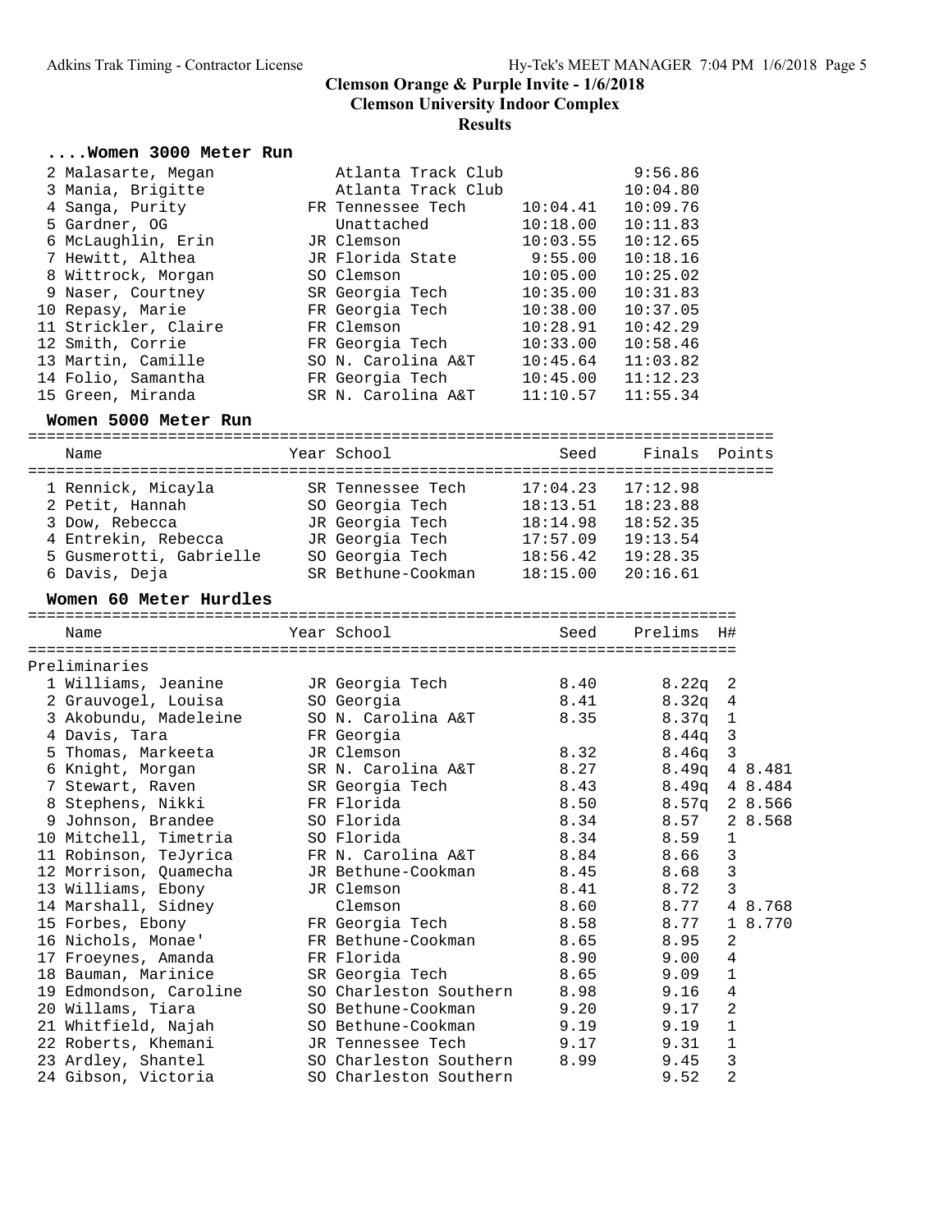# Clemson Orange & Purple Invite - 1/6/2018

## Clemson University Indoor Complex

### Results

#### ....Women 3000 Meter Run

| Place | Name | Year | School | Seed | Finals |
|---|---|---|---|---|---|
| 2 | Malasarte, Megan | | Atlanta Track Club | | 9:56.86 |
| 3 | Mania, Brigitte | | Atlanta Track Club | | 10:04.80 |
| 4 | Sanga, Purity | FR | Tennessee Tech | 10:04.41 | 10:09.76 |
| 5 | Gardner, OG | | Unattached | 10:18.00 | 10:11.83 |
| 6 | McLaughlin, Erin | JR | Clemson | 10:03.55 | 10:12.65 |
| 7 | Hewitt, Althea | JR | Florida State | 9:55.00 | 10:18.16 |
| 8 | Wittrock, Morgan | SO | Clemson | 10:05.00 | 10:25.02 |
| 9 | Naser, Courtney | SR | Georgia Tech | 10:35.00 | 10:31.83 |
| 10 | Repasy, Marie | FR | Georgia Tech | 10:38.00 | 10:37.05 |
| 11 | Strickler, Claire | FR | Clemson | 10:28.91 | 10:42.29 |
| 12 | Smith, Corrie | FR | Georgia Tech | 10:33.00 | 10:58.46 |
| 13 | Martin, Camille | SO | N. Carolina A&T | 10:45.64 | 11:03.82 |
| 14 | Folio, Samantha | FR | Georgia Tech | 10:45.00 | 11:12.23 |
| 15 | Green, Miranda | SR | N. Carolina A&T | 11:10.57 | 11:55.34 |

#### Women 5000 Meter Run

| Place | Name | Year | School | Seed | Finals | Points |
|---|---|---|---|---|---|---|
| 1 | Rennick, Micayla | SR | Tennessee Tech | 17:04.23 | 17:12.98 | |
| 2 | Petit, Hannah | SO | Georgia Tech | 18:13.51 | 18:23.88 | |
| 3 | Dow, Rebecca | JR | Georgia Tech | 18:14.98 | 18:52.35 | |
| 4 | Entrekin, Rebecca | JR | Georgia Tech | 17:57.09 | 19:13.54 | |
| 5 | Gusmerotti, Gabrielle | SO | Georgia Tech | 18:56.42 | 19:28.35 | |
| 6 | Davis, Deja | SR | Bethune-Cookman | 18:15.00 | 20:16.61 | |

#### Women 60 Meter Hurdles

Preliminaries

| Place | Name | Year | School | Seed | Prelims | H# | |
|---|---|---|---|---|---|---|---|
| 1 | Williams, Jeanine | JR | Georgia Tech | 8.40 | 8.22q | 2 | |
| 2 | Grauvogel, Louisa | SO | Georgia | 8.41 | 8.32q | 4 | |
| 3 | Akobundu, Madeleine | SO | N. Carolina A&T | 8.35 | 8.37q | 1 | |
| 4 | Davis, Tara | FR | Georgia | | 8.44q | 3 | |
| 5 | Thomas, Markeeta | JR | Clemson | 8.32 | 8.46q | 3 | |
| 6 | Knight, Morgan | SR | N. Carolina A&T | 8.27 | 8.49q | 4 | 8.481 |
| 7 | Stewart, Raven | SR | Georgia Tech | 8.43 | 8.49q | 4 | 8.484 |
| 8 | Stephens, Nikki | FR | Florida | 8.50 | 8.57q | 2 | 8.566 |
| 9 | Johnson, Brandee | SO | Florida | 8.34 | 8.57 | 2 | 8.568 |
| 10 | Mitchell, Timetria | SO | Florida | 8.34 | 8.59 | 1 | |
| 11 | Robinson, TeJyrica | FR | N. Carolina A&T | 8.84 | 8.66 | 3 | |
| 12 | Morrison, Quamecha | JR | Bethune-Cookman | 8.45 | 8.68 | 3 | |
| 13 | Williams, Ebony | JR | Clemson | 8.41 | 8.72 | 3 | |
| 14 | Marshall, Sidney | | Clemson | 8.60 | 8.77 | 4 | 8.768 |
| 15 | Forbes, Ebony | FR | Georgia Tech | 8.58 | 8.77 | 1 | 8.770 |
| 16 | Nichols, Monae' | FR | Bethune-Cookman | 8.65 | 8.95 | 2 | |
| 17 | Froeynes, Amanda | FR | Florida | 8.90 | 9.00 | 4 | |
| 18 | Bauman, Marinice | SR | Georgia Tech | 8.65 | 9.09 | 1 | |
| 19 | Edmondson, Caroline | SO | Charleston Southern | 8.98 | 9.16 | 4 | |
| 20 | Willams, Tiara | SO | Bethune-Cookman | 9.20 | 9.17 | 2 | |
| 21 | Whitfield, Najah | SO | Bethune-Cookman | 9.19 | 9.19 | 1 | |
| 22 | Roberts, Khemani | JR | Tennessee Tech | 9.17 | 9.31 | 1 | |
| 23 | Ardley, Shantel | SO | Charleston Southern | 8.99 | 9.45 | 3 | |
| 24 | Gibson, Victoria | SO | Charleston Southern | | 9.52 | 2 | |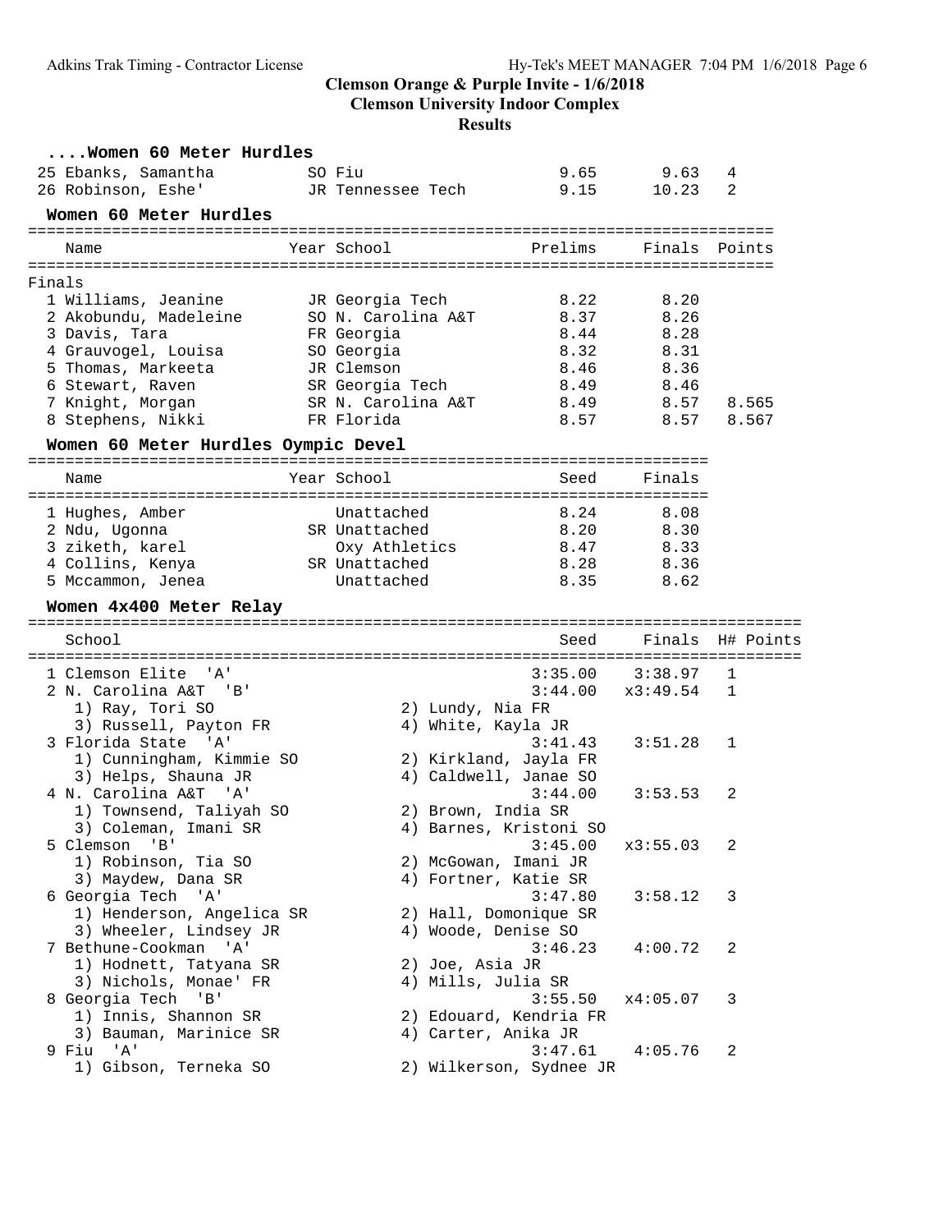# Clemson Orange & Purple Invite - 1/6/2018

## Clemson University Indoor Complex

### Results

#### ....Women 60 Meter Hurdles

| | Name | Year | School | Prelims | Finals | H# |
|---|---|---|---|---|---|---|
| 25 | Ebanks, Samantha | SO | Fiu | 9.65 | 9.63 | 4 |
| 26 | Robinson, Eshe' | JR | Tennessee Tech | 9.15 | 10.23 | 2 |

#### Women 60 Meter Hurdles

| | Name | Year | School | Prelims | Finals | Points |
|---|---|---|---|---|---|---|
| **Finals** | | | | | | |
| 1 | Williams, Jeanine | JR | Georgia Tech | 8.22 | 8.20 | |
| 2 | Akobundu, Madeleine | SO | N. Carolina A&T | 8.37 | 8.26 | |
| 3 | Davis, Tara | FR | Georgia | 8.44 | 8.28 | |
| 4 | Grauvogel, Louisa | SO | Georgia | 8.32 | 8.31 | |
| 5 | Thomas, Markeeta | JR | Clemson | 8.46 | 8.36 | |
| 6 | Stewart, Raven | SR | Georgia Tech | 8.49 | 8.46 | |
| 7 | Knight, Morgan | SR | N. Carolina A&T | 8.49 | 8.57 | 8.565 |
| 8 | Stephens, Nikki | FR | Florida | 8.57 | 8.57 | 8.567 |

#### Women 60 Meter Hurdles Oympic Devel

| | Name | Year | School | Seed | Finals |
|---|---|---|---|---|---|
| 1 | Hughes, Amber | | Unattached | 8.24 | 8.08 |
| 2 | Ndu, Ugonna | SR | Unattached | 8.20 | 8.30 |
| 3 | ziketh, karel | | Oxy Athletics | 8.47 | 8.33 |
| 4 | Collins, Kenya | SR | Unattached | 8.28 | 8.36 |
| 5 | Mccammon, Jenea | | Unattached | 8.35 | 8.62 |

#### Women 4x400 Meter Relay

| | School | Seed | Finals | H# | Points |
|---|---|---|---|---|---|
| 1 | Clemson Elite 'A' | 3:35.00 | 3:38.97 | 1 | |
| 2 | N. Carolina A&T 'B' | 3:44.00 | x3:49.54 | 1 | |
| | 1) Ray, Tori SO; 2) Lundy, Nia FR; 3) Russell, Payton FR; 4) White, Kayla JR | | | | |
| 3 | Florida State 'A' | 3:41.43 | 3:51.28 | 1 | |
| | 1) Cunningham, Kimmie SO; 2) Kirkland, Jayla FR; 3) Helps, Shauna JR; 4) Caldwell, Janae SO | | | | |
| 4 | N. Carolina A&T 'A' | 3:44.00 | 3:53.53 | 2 | |
| | 1) Townsend, Taliyah SO; 2) Brown, India SR; 3) Coleman, Imani SR; 4) Barnes, Kristoni SO | | | | |
| 5 | Clemson 'B' | 3:45.00 | x3:55.03 | 2 | |
| | 1) Robinson, Tia SO; 2) McGowan, Imani JR; 3) Maydew, Dana SR; 4) Fortner, Katie SR | | | | |
| 6 | Georgia Tech 'A' | 3:47.80 | 3:58.12 | 3 | |
| | 1) Henderson, Angelica SR; 2) Hall, Domonique SR; 3) Wheeler, Lindsey JR; 4) Woode, Denise SO | | | | |
| 7 | Bethune-Cookman 'A' | 3:46.23 | 4:00.72 | 2 | |
| | 1) Hodnett, Tatyana SR; 2) Joe, Asia JR; 3) Nichols, Monae' FR; 4) Mills, Julia SR | | | | |
| 8 | Georgia Tech 'B' | 3:55.50 | x4:05.07 | 3 | |
| | 1) Innis, Shannon SR; 2) Edouard, Kendria FR; 3) Bauman, Marinice SR; 4) Carter, Anika JR | | | | |
| 9 | Fiu 'A' | 3:47.61 | 4:05.76 | 2 | |
| | 1) Gibson, Terneka SO; 2) Wilkerson, Sydnee JR | | | | |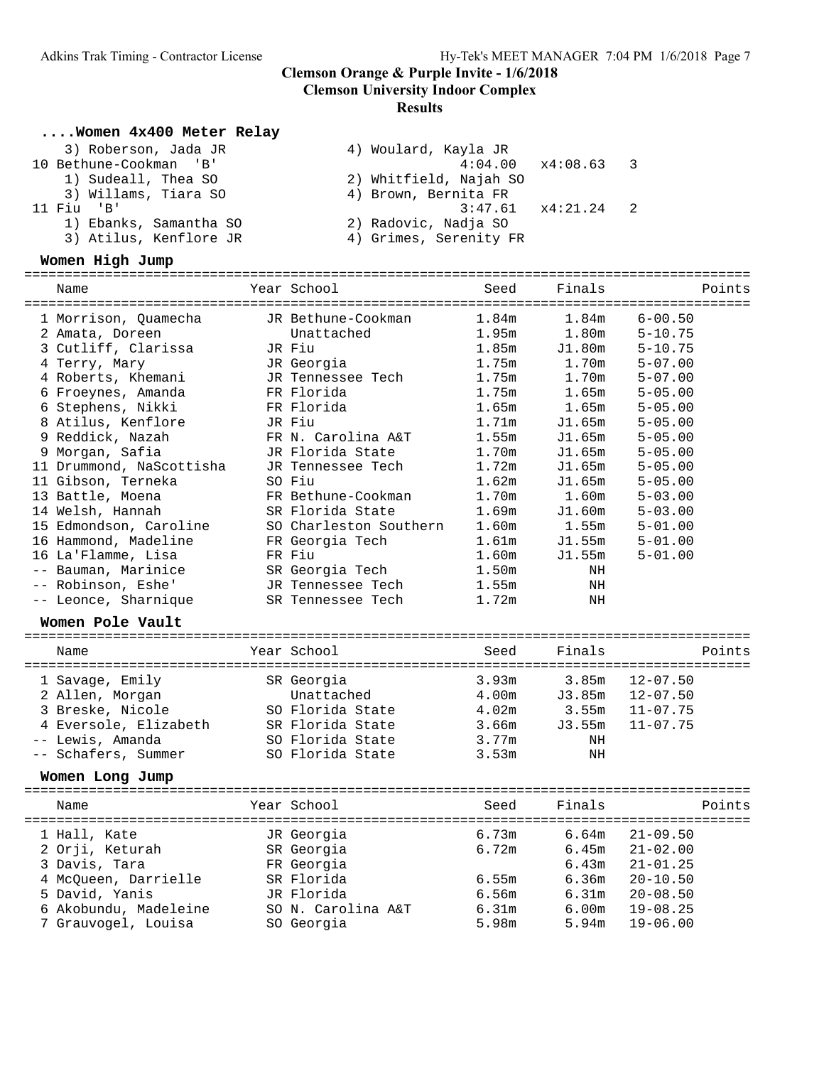# Clemson Orange & Purple Invite - 1/6/2018

## Clemson University Indoor Complex

### Results

#### ....Women 4x400 Meter Relay

| | | | | |
|---|---|---|---|---|
| 3) Roberson, Jada JR | 4) Woulard, Kayla JR | | | |
| 10 Bethune-Cookman 'B' | | 4:04.00 | x4:08.63 | 3 |
| 1) Sudeall, Thea SO | 2) Whitfield, Najah SO | | | |
| 3) Willams, Tiara SO | 4) Brown, Bernita FR | | | |
| 11 Fiu 'B' | | 3:47.61 | x4:21.24 | 2 |
| 1) Ebanks, Samantha SO | 2) Radovic, Nadja SO | | | |
| 3) Atilus, Kenflore JR | 4) Grimes, Serenity FR | | | |

#### Women High Jump

| Name | Year | School | Seed | Finals | | Points |
|---|---|---|---|---|---|---|
| 1 Morrison, Quamecha | JR | Bethune-Cookman | 1.84m | 1.84m | 6-00.50 | |
| 2 Amata, Doreen | | Unattached | 1.95m | 1.80m | 5-10.75 | |
| 3 Cutliff, Clarissa | JR | Fiu | 1.85m | J1.80m | 5-10.75 | |
| 4 Terry, Mary | JR | Georgia | 1.75m | 1.70m | 5-07.00 | |
| 4 Roberts, Khemani | JR | Tennessee Tech | 1.75m | 1.70m | 5-07.00 | |
| 6 Froeynes, Amanda | FR | Florida | 1.75m | 1.65m | 5-05.00 | |
| 6 Stephens, Nikki | FR | Florida | 1.65m | 1.65m | 5-05.00 | |
| 8 Atilus, Kenflore | JR | Fiu | 1.71m | J1.65m | 5-05.00 | |
| 9 Reddick, Nazah | FR | N. Carolina A&T | 1.55m | J1.65m | 5-05.00 | |
| 9 Morgan, Safia | JR | Florida State | 1.70m | J1.65m | 5-05.00 | |
| 11 Drummond, NaScottisha | JR | Tennessee Tech | 1.72m | J1.65m | 5-05.00 | |
| 11 Gibson, Terneka | SO | Fiu | 1.62m | J1.65m | 5-05.00 | |
| 13 Battle, Moena | FR | Bethune-Cookman | 1.70m | 1.60m | 5-03.00 | |
| 14 Welsh, Hannah | SR | Florida State | 1.69m | J1.60m | 5-03.00 | |
| 15 Edmondson, Caroline | SO | Charleston Southern | 1.60m | 1.55m | 5-01.00 | |
| 16 Hammond, Madeline | FR | Georgia Tech | 1.61m | J1.55m | 5-01.00 | |
| 16 La'Flamme, Lisa | FR | Fiu | 1.60m | J1.55m | 5-01.00 | |
| -- Bauman, Marinice | SR | Georgia Tech | 1.50m | NH | | |
| -- Robinson, Eshe' | JR | Tennessee Tech | 1.55m | NH | | |
| -- Leonce, Sharnique | SR | Tennessee Tech | 1.72m | NH | | |

#### Women Pole Vault

| Name | Year | School | Seed | Finals | | Points |
|---|---|---|---|---|---|---|
| 1 Savage, Emily | SR | Georgia | 3.93m | 3.85m | 12-07.50 | |
| 2 Allen, Morgan | | Unattached | 4.00m | J3.85m | 12-07.50 | |
| 3 Breske, Nicole | SO | Florida State | 4.02m | 3.55m | 11-07.75 | |
| 4 Eversole, Elizabeth | SR | Florida State | 3.66m | J3.55m | 11-07.75 | |
| -- Lewis, Amanda | SO | Florida State | 3.77m | NH | | |
| -- Schafers, Summer | SO | Florida State | 3.53m | NH | | |

#### Women Long Jump

| Name | Year | School | Seed | Finals | | Points |
|---|---|---|---|---|---|---|
| 1 Hall, Kate | JR | Georgia | 6.73m | 6.64m | 21-09.50 | |
| 2 Orji, Keturah | SR | Georgia | 6.72m | 6.45m | 21-02.00 | |
| 3 Davis, Tara | FR | Georgia | | 6.43m | 21-01.25 | |
| 4 McQueen, Darrielle | SR | Florida | 6.55m | 6.36m | 20-10.50 | |
| 5 David, Yanis | JR | Florida | 6.56m | 6.31m | 20-08.50 | |
| 6 Akobundu, Madeleine | SO | N. Carolina A&T | 6.31m | 6.00m | 19-08.25 | |
| 7 Grauvogel, Louisa | SO | Georgia | 5.98m | 5.94m | 19-06.00 | |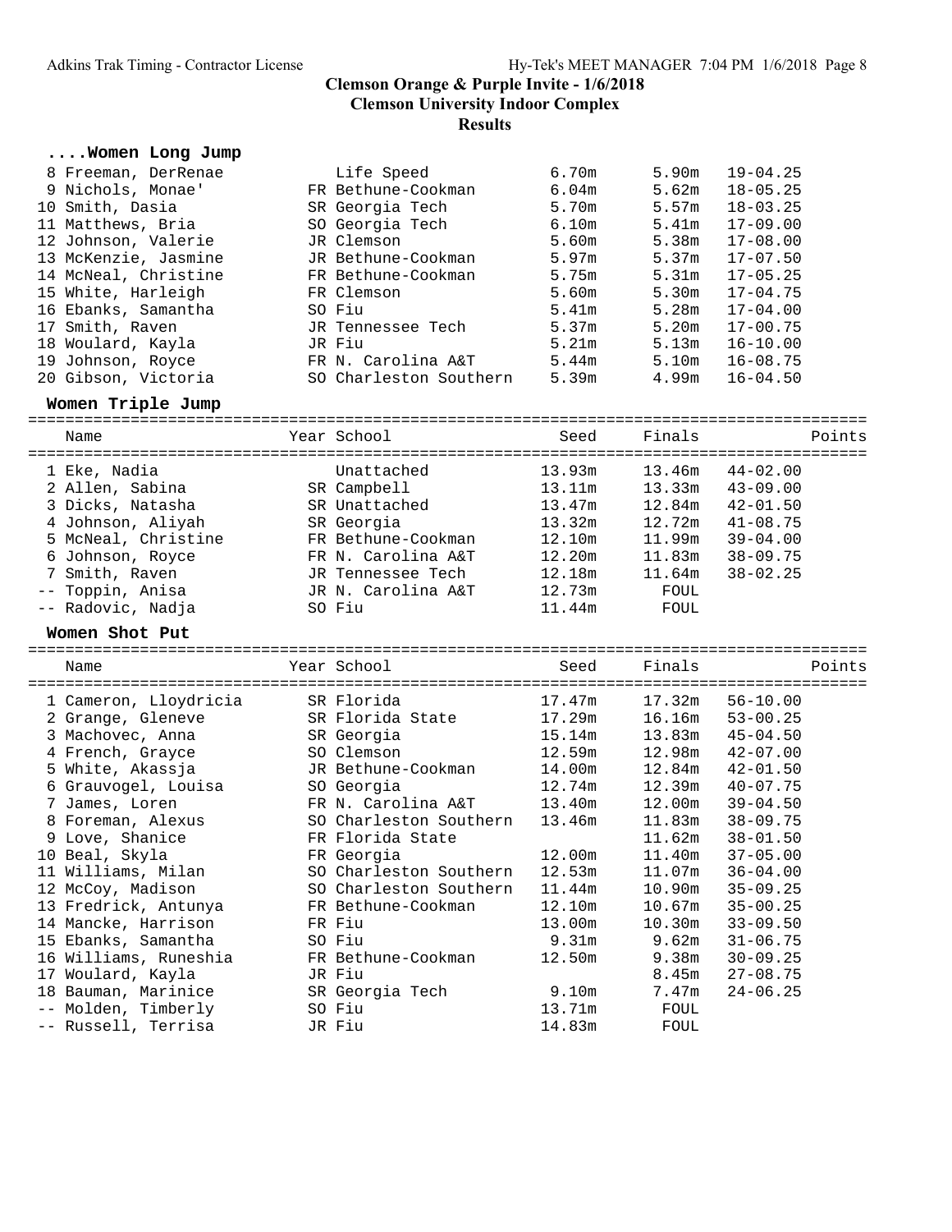# Clemson Orange & Purple Invite - 1/6/2018

## Clemson University Indoor Complex

## Results

### ....Women Long Jump

| Place | Name | Year | School | Seed | Finals | | Points |
|---|---|---|---|---|---|---|---|
| 8 | Freeman, DerRenae | | Life Speed | 6.70m | 5.90m | 19-04.25 | |
| 9 | Nichols, Monae' | FR | Bethune-Cookman | 6.04m | 5.62m | 18-05.25 | |
| 10 | Smith, Dasia | SR | Georgia Tech | 5.70m | 5.57m | 18-03.25 | |
| 11 | Matthews, Bria | SO | Georgia Tech | 6.10m | 5.41m | 17-09.00 | |
| 12 | Johnson, Valerie | JR | Clemson | 5.60m | 5.38m | 17-08.00 | |
| 13 | McKenzie, Jasmine | JR | Bethune-Cookman | 5.97m | 5.37m | 17-07.50 | |
| 14 | McNeal, Christine | FR | Bethune-Cookman | 5.75m | 5.31m | 17-05.25 | |
| 15 | White, Harleigh | FR | Clemson | 5.60m | 5.30m | 17-04.75 | |
| 16 | Ebanks, Samantha | SO | Fiu | 5.41m | 5.28m | 17-04.00 | |
| 17 | Smith, Raven | JR | Tennessee Tech | 5.37m | 5.20m | 17-00.75 | |
| 18 | Woulard, Kayla | JR | Fiu | 5.21m | 5.13m | 16-10.00 | |
| 19 | Johnson, Royce | FR | N. Carolina A&T | 5.44m | 5.10m | 16-08.75 | |
| 20 | Gibson, Victoria | SO | Charleston Southern | 5.39m | 4.99m | 16-04.50 | |

### Women Triple Jump

| Place | Name | Year | School | Seed | Finals | | Points |
|---|---|---|---|---|---|---|---|
| 1 | Eke, Nadia | | Unattached | 13.93m | 13.46m | 44-02.00 | |
| 2 | Allen, Sabina | SR | Campbell | 13.11m | 13.33m | 43-09.00 | |
| 3 | Dicks, Natasha | SR | Unattached | 13.47m | 12.84m | 42-01.50 | |
| 4 | Johnson, Aliyah | SR | Georgia | 13.32m | 12.72m | 41-08.75 | |
| 5 | McNeal, Christine | FR | Bethune-Cookman | 12.10m | 11.99m | 39-04.00 | |
| 6 | Johnson, Royce | FR | N. Carolina A&T | 12.20m | 11.83m | 38-09.75 | |
| 7 | Smith, Raven | JR | Tennessee Tech | 12.18m | 11.64m | 38-02.25 | |
| -- | Toppin, Anisa | JR | N. Carolina A&T | 12.73m | FOUL | | |
| -- | Radovic, Nadja | SO | Fiu | 11.44m | FOUL | | |

### Women Shot Put

| Place | Name | Year | School | Seed | Finals | | Points |
|---|---|---|---|---|---|---|---|
| 1 | Cameron, Lloydricia | SR | Florida | 17.47m | 17.32m | 56-10.00 | |
| 2 | Grange, Gleneve | SR | Florida State | 17.29m | 16.16m | 53-00.25 | |
| 3 | Machovec, Anna | SR | Georgia | 15.14m | 13.83m | 45-04.50 | |
| 4 | French, Grayce | SO | Clemson | 12.59m | 12.98m | 42-07.00 | |
| 5 | White, Akassja | JR | Bethune-Cookman | 14.00m | 12.84m | 42-01.50 | |
| 6 | Grauvogel, Louisa | SO | Georgia | 12.74m | 12.39m | 40-07.75 | |
| 7 | James, Loren | FR | N. Carolina A&T | 13.40m | 12.00m | 39-04.50 | |
| 8 | Foreman, Alexus | SO | Charleston Southern | 13.46m | 11.83m | 38-09.75 | |
| 9 | Love, Shanice | FR | Florida State | | 11.62m | 38-01.50 | |
| 10 | Beal, Skyla | FR | Georgia | 12.00m | 11.40m | 37-05.00 | |
| 11 | Williams, Milan | SO | Charleston Southern | 12.53m | 11.07m | 36-04.00 | |
| 12 | McCoy, Madison | SO | Charleston Southern | 11.44m | 10.90m | 35-09.25 | |
| 13 | Fredrick, Antunya | FR | Bethune-Cookman | 12.10m | 10.67m | 35-00.25 | |
| 14 | Mancke, Harrison | FR | Fiu | 13.00m | 10.30m | 33-09.50 | |
| 15 | Ebanks, Samantha | SO | Fiu | 9.31m | 9.62m | 31-06.75 | |
| 16 | Williams, Runeshia | FR | Bethune-Cookman | 12.50m | 9.38m | 30-09.25 | |
| 17 | Woulard, Kayla | JR | Fiu | | 8.45m | 27-08.75 | |
| 18 | Bauman, Marinice | SR | Georgia Tech | 9.10m | 7.47m | 24-06.25 | |
| -- | Molden, Timberly | SO | Fiu | 13.71m | FOUL | | |
| -- | Russell, Terrisa | JR | Fiu | 14.83m | FOUL | | |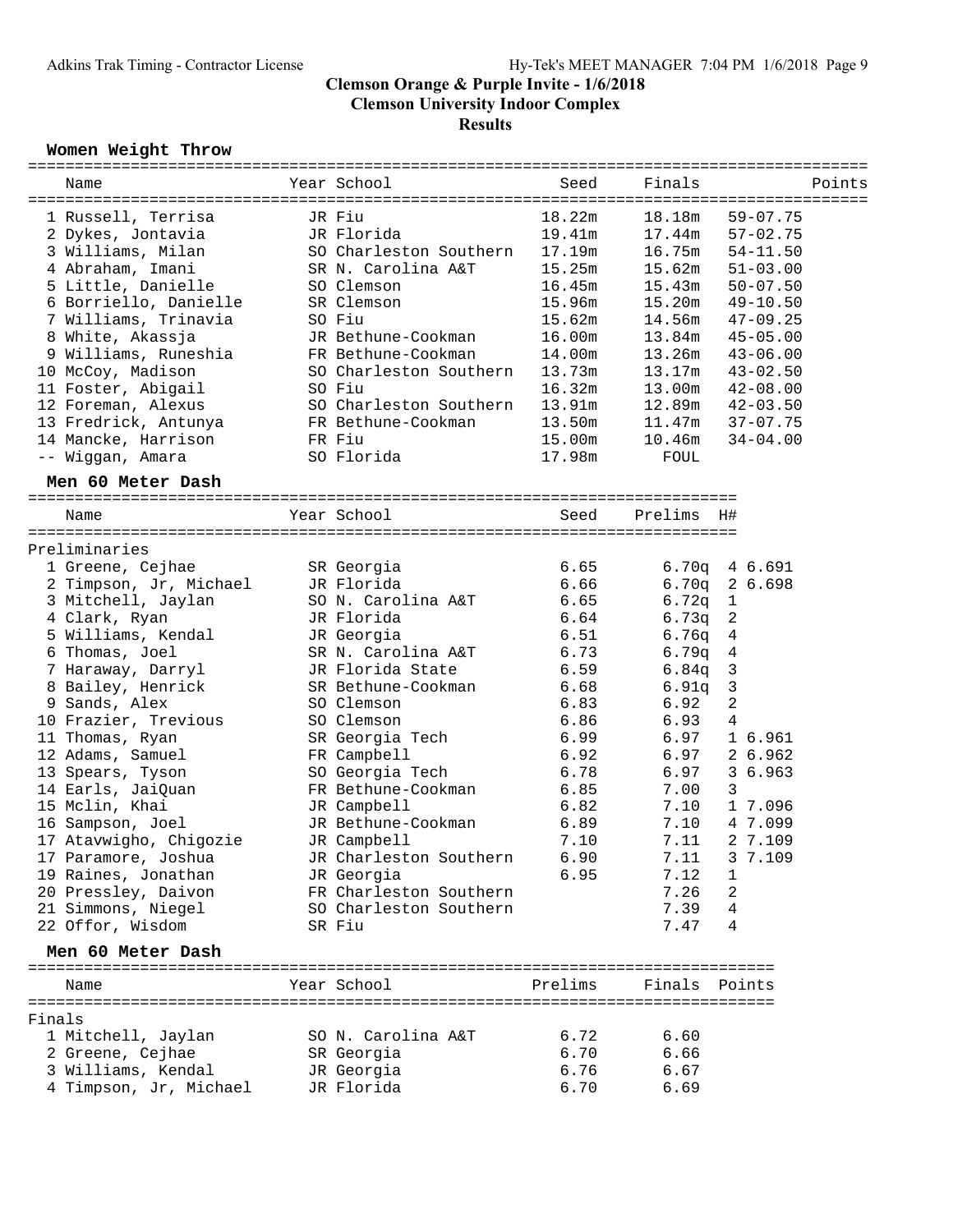# Clemson Orange & Purple Invite - 1/6/2018

## Clemson University Indoor Complex

### Results

#### Women Weight Throw

| Place | Name | Year | School | Seed | Finals | | Points |
|---|---|---|---|---|---|---|---|
| 1 | Russell, Terrisa | JR | Fiu | 18.22m | 18.18m | 59-07.75 | |
| 2 | Dykes, Jontavia | JR | Florida | 19.41m | 17.44m | 57-02.75 | |
| 3 | Williams, Milan | SO | Charleston Southern | 17.19m | 16.75m | 54-11.50 | |
| 4 | Abraham, Imani | SR | N. Carolina A&T | 15.25m | 15.62m | 51-03.00 | |
| 5 | Little, Danielle | SO | Clemson | 16.45m | 15.43m | 50-07.50 | |
| 6 | Borriello, Danielle | SR | Clemson | 15.96m | 15.20m | 49-10.50 | |
| 7 | Williams, Trinavia | SO | Fiu | 15.62m | 14.56m | 47-09.25 | |
| 8 | White, Akassja | JR | Bethune-Cookman | 16.00m | 13.84m | 45-05.00 | |
| 9 | Williams, Runeshia | FR | Bethune-Cookman | 14.00m | 13.26m | 43-06.00 | |
| 10 | McCoy, Madison | SO | Charleston Southern | 13.73m | 13.17m | 43-02.50 | |
| 11 | Foster, Abigail | SO | Fiu | 16.32m | 13.00m | 42-08.00 | |
| 12 | Foreman, Alexus | SO | Charleston Southern | 13.91m | 12.89m | 42-03.50 | |
| 13 | Fredrick, Antunya | FR | Bethune-Cookman | 13.50m | 11.47m | 37-07.75 | |
| 14 | Mancke, Harrison | FR | Fiu | 15.00m | 10.46m | 34-04.00 | |
| -- | Wiggan, Amara | SO | Florida | 17.98m | FOUL | | |

#### Men 60 Meter Dash

Preliminaries

| Place | Name | Year | School | Seed | Prelims | H# | |
|---|---|---|---|---|---|---|---|
| 1 | Greene, Cejhae | SR | Georgia | 6.65 | 6.70q | 4 | 6.691 |
| 2 | Timpson, Jr, Michael | JR | Florida | 6.66 | 6.70q | 2 | 6.698 |
| 3 | Mitchell, Jaylan | SO | N. Carolina A&T | 6.65 | 6.72q | 1 | |
| 4 | Clark, Ryan | JR | Florida | 6.64 | 6.73q | 2 | |
| 5 | Williams, Kendal | JR | Georgia | 6.51 | 6.76q | 4 | |
| 6 | Thomas, Joel | SR | N. Carolina A&T | 6.73 | 6.79q | 4 | |
| 7 | Haraway, Darryl | JR | Florida State | 6.59 | 6.84q | 3 | |
| 8 | Bailey, Henrick | SR | Bethune-Cookman | 6.68 | 6.91q | 3 | |
| 9 | Sands, Alex | SO | Clemson | 6.83 | 6.92 | 2 | |
| 10 | Frazier, Trevious | SO | Clemson | 6.86 | 6.93 | 4 | |
| 11 | Thomas, Ryan | SR | Georgia Tech | 6.99 | 6.97 | 1 | 6.961 |
| 12 | Adams, Samuel | FR | Campbell | 6.92 | 6.97 | 2 | 6.962 |
| 13 | Spears, Tyson | SO | Georgia Tech | 6.78 | 6.97 | 3 | 6.963 |
| 14 | Earls, JaiQuan | FR | Bethune-Cookman | 6.85 | 7.00 | 3 | |
| 15 | Mclin, Khai | JR | Campbell | 6.82 | 7.10 | 1 | 7.096 |
| 16 | Sampson, Joel | JR | Bethune-Cookman | 6.89 | 7.10 | 4 | 7.099 |
| 17 | Atavwigho, Chigozie | JR | Campbell | 7.10 | 7.11 | 2 | 7.109 |
| 17 | Paramore, Joshua | JR | Charleston Southern | 6.90 | 7.11 | 3 | 7.109 |
| 19 | Raines, Jonathan | JR | Georgia | 6.95 | 7.12 | 1 | |
| 20 | Pressley, Daivon | FR | Charleston Southern | | 7.26 | 2 | |
| 21 | Simmons, Niegel | SO | Charleston Southern | | 7.39 | 4 | |
| 22 | Offor, Wisdom | SR | Fiu | | 7.47 | 4 | |

#### Men 60 Meter Dash

Finals

| Place | Name | Year | School | Prelims | Finals | Points |
|---|---|---|---|---|---|---|
| 1 | Mitchell, Jaylan | SO | N. Carolina A&T | 6.72 | 6.60 | |
| 2 | Greene, Cejhae | SR | Georgia | 6.70 | 6.66 | |
| 3 | Williams, Kendal | JR | Georgia | 6.76 | 6.67 | |
| 4 | Timpson, Jr, Michael | JR | Florida | 6.70 | 6.69 | |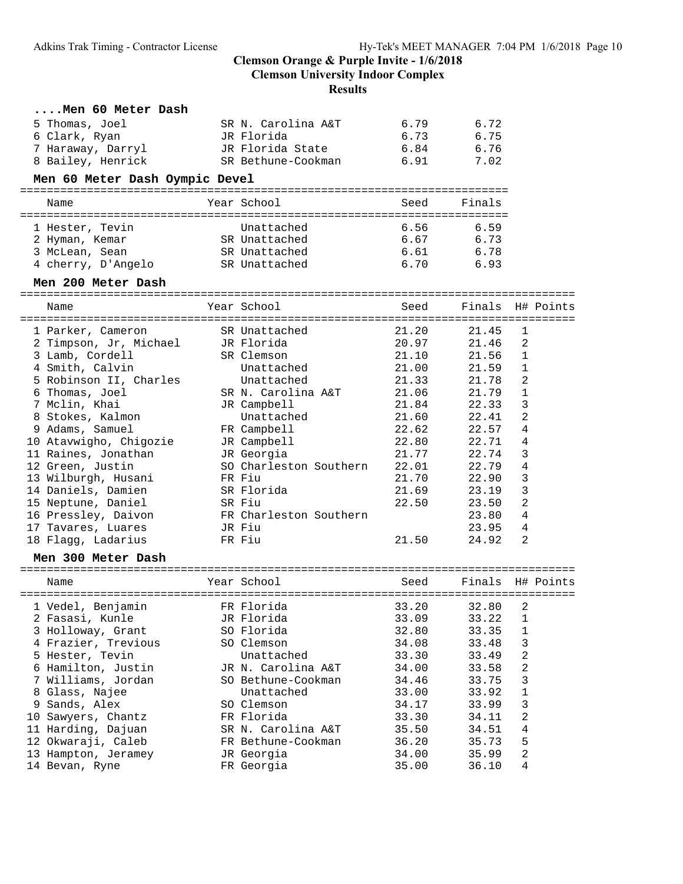# Clemson Orange & Purple Invite - 1/6/2018

## Clemson University Indoor Complex

### Results

#### ....Men 60 Meter Dash

| Place | Name | Year | School | Seed | Finals |
|---|---|---|---|---|---|
| 5 | Thomas, Joel | SR | N. Carolina A&T | 6.79 | 6.72 |
| 6 | Clark, Ryan | JR | Florida | 6.73 | 6.75 |
| 7 | Haraway, Darryl | JR | Florida State | 6.84 | 6.76 |
| 8 | Bailey, Henrick | SR | Bethune-Cookman | 6.91 | 7.02 |

#### Men 60 Meter Dash Oympic Devel

| Place | Name | Year | School | Seed | Finals |
|---|---|---|---|---|---|
| 1 | Hester, Tevin | | Unattached | 6.56 | 6.59 |
| 2 | Hyman, Kemar | SR | Unattached | 6.67 | 6.73 |
| 3 | McLean, Sean | SR | Unattached | 6.61 | 6.78 |
| 4 | cherry, D'Angelo | SR | Unattached | 6.70 | 6.93 |

#### Men 200 Meter Dash

| Place | Name | Year | School | Seed | Finals | H# | Points |
|---|---|---|---|---|---|---|---|
| 1 | Parker, Cameron | SR | Unattached | 21.20 | 21.45 | 1 | |
| 2 | Timpson, Jr, Michael | JR | Florida | 20.97 | 21.46 | 2 | |
| 3 | Lamb, Cordell | SR | Clemson | 21.10 | 21.56 | 1 | |
| 4 | Smith, Calvin | | Unattached | 21.00 | 21.59 | 1 | |
| 5 | Robinson II, Charles | | Unattached | 21.33 | 21.78 | 2 | |
| 6 | Thomas, Joel | SR | N. Carolina A&T | 21.06 | 21.79 | 1 | |
| 7 | Mclin, Khai | JR | Campbell | 21.84 | 22.33 | 3 | |
| 8 | Stokes, Kalmon | | Unattached | 21.60 | 22.41 | 2 | |
| 9 | Adams, Samuel | FR | Campbell | 22.62 | 22.57 | 4 | |
| 10 | Atavwigho, Chigozie | JR | Campbell | 22.80 | 22.71 | 4 | |
| 11 | Raines, Jonathan | JR | Georgia | 21.77 | 22.74 | 3 | |
| 12 | Green, Justin | SO | Charleston Southern | 22.01 | 22.79 | 4 | |
| 13 | Wilburgh, Husani | FR | Fiu | 21.70 | 22.90 | 3 | |
| 14 | Daniels, Damien | SR | Florida | 21.69 | 23.19 | 3 | |
| 15 | Neptune, Daniel | SR | Fiu | 22.50 | 23.50 | 2 | |
| 16 | Pressley, Daivon | FR | Charleston Southern | | 23.80 | 4 | |
| 17 | Tavares, Luares | JR | Fiu | | 23.95 | 4 | |
| 18 | Flagg, Ladarius | FR | Fiu | 21.50 | 24.92 | 2 | |

#### Men 300 Meter Dash

| Place | Name | Year | School | Seed | Finals | H# | Points |
|---|---|---|---|---|---|---|---|
| 1 | Vedel, Benjamin | FR | Florida | 33.20 | 32.80 | 2 | |
| 2 | Fasasi, Kunle | JR | Florida | 33.09 | 33.22 | 1 | |
| 3 | Holloway, Grant | SO | Florida | 32.80 | 33.35 | 1 | |
| 4 | Frazier, Trevious | SO | Clemson | 34.08 | 33.48 | 3 | |
| 5 | Hester, Tevin | | Unattached | 33.30 | 33.49 | 2 | |
| 6 | Hamilton, Justin | JR | N. Carolina A&T | 34.00 | 33.58 | 2 | |
| 7 | Williams, Jordan | SO | Bethune-Cookman | 34.46 | 33.75 | 3 | |
| 8 | Glass, Najee | | Unattached | 33.00 | 33.92 | 1 | |
| 9 | Sands, Alex | SO | Clemson | 34.17 | 33.99 | 3 | |
| 10 | Sawyers, Chantz | FR | Florida | 33.30 | 34.11 | 2 | |
| 11 | Harding, Dajuan | SR | N. Carolina A&T | 35.50 | 34.51 | 4 | |
| 12 | Okwaraji, Caleb | FR | Bethune-Cookman | 36.20 | 35.73 | 5 | |
| 13 | Hampton, Jeramey | JR | Georgia | 34.00 | 35.99 | 2 | |
| 14 | Bevan, Ryne | FR | Georgia | 35.00 | 36.10 | 4 | |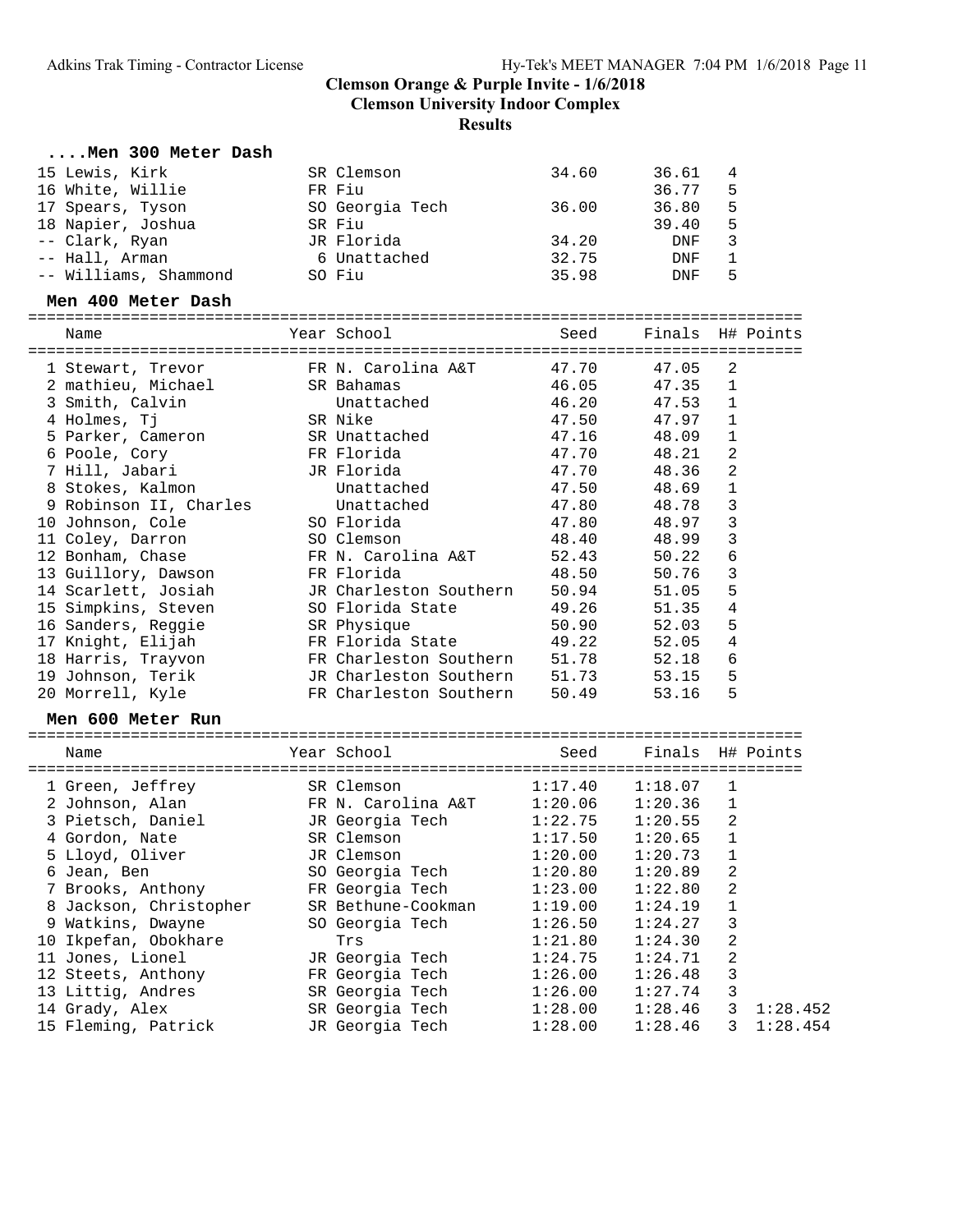**Clemson Orange & Purple Invite - 1/6/2018**
**Clemson University Indoor Complex**
**Results**

### ....Men 300 Meter Dash

| Name | Year | School | Seed | Finals | H# | Points |
|---|---|---|---|---|---|---|
| 15 Lewis, Kirk | SR | Clemson | 34.60 | 36.61 | 4 | |
| 16 White, Willie | FR | Fiu | | 36.77 | 5 | |
| 17 Spears, Tyson | SO | Georgia Tech | 36.00 | 36.80 | 5 | |
| 18 Napier, Joshua | SR | Fiu | | 39.40 | 5 | |
| -- Clark, Ryan | JR | Florida | 34.20 | DNF | 3 | |
| -- Hall, Arman | 6 | Unattached | 32.75 | DNF | 1 | |
| -- Williams, Shammond | SO | Fiu | 35.98 | DNF | 5 | |

### Men 400 Meter Dash

| Name | Year | School | Seed | Finals | H# | Points |
|---|---|---|---|---|---|---|
| 1 Stewart, Trevor | FR | N. Carolina A&T | 47.70 | 47.05 | 2 | |
| 2 mathieu, Michael | SR | Bahamas | 46.05 | 47.35 | 1 | |
| 3 Smith, Calvin | | Unattached | 46.20 | 47.53 | 1 | |
| 4 Holmes, Tj | SR | Nike | 47.50 | 47.97 | 1 | |
| 5 Parker, Cameron | SR | Unattached | 47.16 | 48.09 | 1 | |
| 6 Poole, Cory | FR | Florida | 47.70 | 48.21 | 2 | |
| 7 Hill, Jabari | JR | Florida | 47.70 | 48.36 | 2 | |
| 8 Stokes, Kalmon | | Unattached | 47.50 | 48.69 | 1 | |
| 9 Robinson II, Charles | | Unattached | 47.80 | 48.78 | 3 | |
| 10 Johnson, Cole | SO | Florida | 47.80 | 48.97 | 3 | |
| 11 Coley, Darron | SO | Clemson | 48.40 | 48.99 | 3 | |
| 12 Bonham, Chase | FR | N. Carolina A&T | 52.43 | 50.22 | 6 | |
| 13 Guillory, Dawson | FR | Florida | 48.50 | 50.76 | 3 | |
| 14 Scarlett, Josiah | JR | Charleston Southern | 50.94 | 51.05 | 5 | |
| 15 Simpkins, Steven | SO | Florida State | 49.26 | 51.35 | 4 | |
| 16 Sanders, Reggie | SR | Physique | 50.90 | 52.03 | 5 | |
| 17 Knight, Elijah | FR | Florida State | 49.22 | 52.05 | 4 | |
| 18 Harris, Trayvon | FR | Charleston Southern | 51.78 | 52.18 | 6 | |
| 19 Johnson, Terik | JR | Charleston Southern | 51.73 | 53.15 | 5 | |
| 20 Morrell, Kyle | FR | Charleston Southern | 50.49 | 53.16 | 5 | |

### Men 600 Meter Run

| Name | Year | School | Seed | Finals | H# | Points |
|---|---|---|---|---|---|---|
| 1 Green, Jeffrey | SR | Clemson | 1:17.40 | 1:18.07 | 1 | |
| 2 Johnson, Alan | FR | N. Carolina A&T | 1:20.06 | 1:20.36 | 1 | |
| 3 Pietsch, Daniel | JR | Georgia Tech | 1:22.75 | 1:20.55 | 2 | |
| 4 Gordon, Nate | SR | Clemson | 1:17.50 | 1:20.65 | 1 | |
| 5 Lloyd, Oliver | JR | Clemson | 1:20.00 | 1:20.73 | 1 | |
| 6 Jean, Ben | SO | Georgia Tech | 1:20.80 | 1:20.89 | 2 | |
| 7 Brooks, Anthony | FR | Georgia Tech | 1:23.00 | 1:22.80 | 2 | |
| 8 Jackson, Christopher | SR | Bethune-Cookman | 1:19.00 | 1:24.19 | 1 | |
| 9 Watkins, Dwayne | SO | Georgia Tech | 1:26.50 | 1:24.27 | 3 | |
| 10 Ikpefan, Obokhare | | Trs | 1:21.80 | 1:24.30 | 2 | |
| 11 Jones, Lionel | JR | Georgia Tech | 1:24.75 | 1:24.71 | 2 | |
| 12 Steets, Anthony | FR | Georgia Tech | 1:26.00 | 1:26.48 | 3 | |
| 13 Littig, Andres | SR | Georgia Tech | 1:26.00 | 1:27.74 | 3 | |
| 14 Grady, Alex | SR | Georgia Tech | 1:28.00 | 1:28.46 | 3 | 1:28.452 |
| 15 Fleming, Patrick | JR | Georgia Tech | 1:28.00 | 1:28.46 | 3 | 1:28.454 |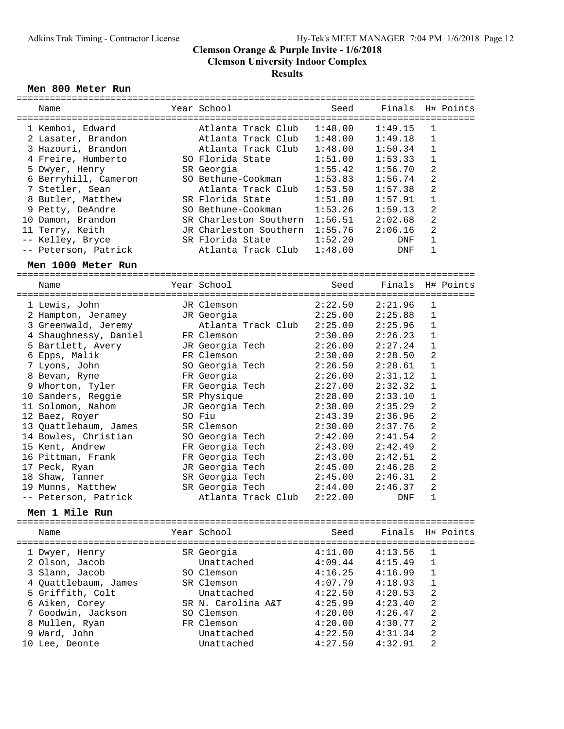# Clemson Orange & Purple Invite - 1/6/2018

## Clemson University Indoor Complex

### Results

#### Men 800 Meter Run

| Place | Name | Year | School | Seed | Finals | H# | Points |
|---|---|---|---|---|---|---|---|
| 1 | Kemboi, Edward | | Atlanta Track Club | 1:48.00 | 1:49.15 | 1 | |
| 2 | Lasater, Brandon | | Atlanta Track Club | 1:48.00 | 1:49.18 | 1 | |
| 3 | Hazouri, Brandon | | Atlanta Track Club | 1:48.00 | 1:50.34 | 1 | |
| 4 | Freire, Humberto | SO | Florida State | 1:51.00 | 1:53.33 | 1 | |
| 5 | Dwyer, Henry | SR | Georgia | 1:55.42 | 1:56.70 | 2 | |
| 6 | Berryhill, Cameron | SO | Bethune-Cookman | 1:53.83 | 1:56.74 | 2 | |
| 7 | Stetler, Sean | | Atlanta Track Club | 1:53.50 | 1:57.38 | 2 | |
| 8 | Butler, Matthew | SR | Florida State | 1:51.80 | 1:57.91 | 1 | |
| 9 | Petty, DeAndre | SO | Bethune-Cookman | 1:53.26 | 1:59.13 | 2 | |
| 10 | Damon, Brandon | SR | Charleston Southern | 1:56.51 | 2:02.68 | 2 | |
| 11 | Terry, Keith | JR | Charleston Southern | 1:55.76 | 2:06.16 | 2 | |
| -- | Kelley, Bryce | SR | Florida State | 1:52.20 | DNF | 1 | |
| -- | Peterson, Patrick | | Atlanta Track Club | 1:48.00 | DNF | 1 | |

#### Men 1000 Meter Run

| Place | Name | Year | School | Seed | Finals | H# | Points |
|---|---|---|---|---|---|---|---|
| 1 | Lewis, John | JR | Clemson | 2:22.50 | 2:21.96 | 1 | |
| 2 | Hampton, Jeramey | JR | Georgia | 2:25.00 | 2:25.88 | 1 | |
| 3 | Greenwald, Jeremy | | Atlanta Track Club | 2:25.00 | 2:25.96 | 1 | |
| 4 | Shaughnessy, Daniel | FR | Clemson | 2:30.00 | 2:26.23 | 1 | |
| 5 | Bartlett, Avery | JR | Georgia Tech | 2:26.00 | 2:27.24 | 1 | |
| 6 | Epps, Malik | FR | Clemson | 2:30.00 | 2:28.50 | 2 | |
| 7 | Lyons, John | SO | Georgia Tech | 2:26.50 | 2:28.61 | 1 | |
| 8 | Bevan, Ryne | FR | Georgia | 2:26.00 | 2:31.12 | 1 | |
| 9 | Whorton, Tyler | FR | Georgia Tech | 2:27.00 | 2:32.32 | 1 | |
| 10 | Sanders, Reggie | SR | Physique | 2:28.00 | 2:33.10 | 1 | |
| 11 | Solomon, Nahom | JR | Georgia Tech | 2:38.00 | 2:35.29 | 2 | |
| 12 | Baez, Royer | SO | Fiu | 2:43.39 | 2:36.96 | 2 | |
| 13 | Quattlebaum, James | SR | Clemson | 2:30.00 | 2:37.76 | 2 | |
| 14 | Bowles, Christian | SO | Georgia Tech | 2:42.00 | 2:41.54 | 2 | |
| 15 | Kent, Andrew | FR | Georgia Tech | 2:43.00 | 2:42.49 | 2 | |
| 16 | Pittman, Frank | FR | Georgia Tech | 2:43.00 | 2:42.51 | 2 | |
| 17 | Peck, Ryan | JR | Georgia Tech | 2:45.00 | 2:46.28 | 2 | |
| 18 | Shaw, Tanner | SR | Georgia Tech | 2:45.00 | 2:46.31 | 2 | |
| 19 | Munns, Matthew | SR | Georgia Tech | 2:44.00 | 2:46.37 | 2 | |
| -- | Peterson, Patrick | | Atlanta Track Club | 2:22.00 | DNF | 1 | |

#### Men 1 Mile Run

| Place | Name | Year | School | Seed | Finals | H# | Points |
|---|---|---|---|---|---|---|---|
| 1 | Dwyer, Henry | SR | Georgia | 4:11.00 | 4:13.56 | 1 | |
| 2 | Olson, Jacob | | Unattached | 4:09.44 | 4:15.49 | 1 | |
| 3 | Slann, Jacob | SO | Clemson | 4:16.25 | 4:16.99 | 1 | |
| 4 | Quattlebaum, James | SR | Clemson | 4:07.79 | 4:18.93 | 1 | |
| 5 | Griffith, Colt | | Unattached | 4:22.50 | 4:20.53 | 2 | |
| 6 | Aiken, Corey | SR | N. Carolina A&T | 4:25.99 | 4:23.40 | 2 | |
| 7 | Goodwin, Jackson | SO | Clemson | 4:20.00 | 4:26.47 | 2 | |
| 8 | Mullen, Ryan | FR | Clemson | 4:20.00 | 4:30.77 | 2 | |
| 9 | Ward, John | | Unattached | 4:22.50 | 4:31.34 | 2 | |
| 10 | Lee, Deonte | | Unattached | 4:27.50 | 4:32.91 | 2 | |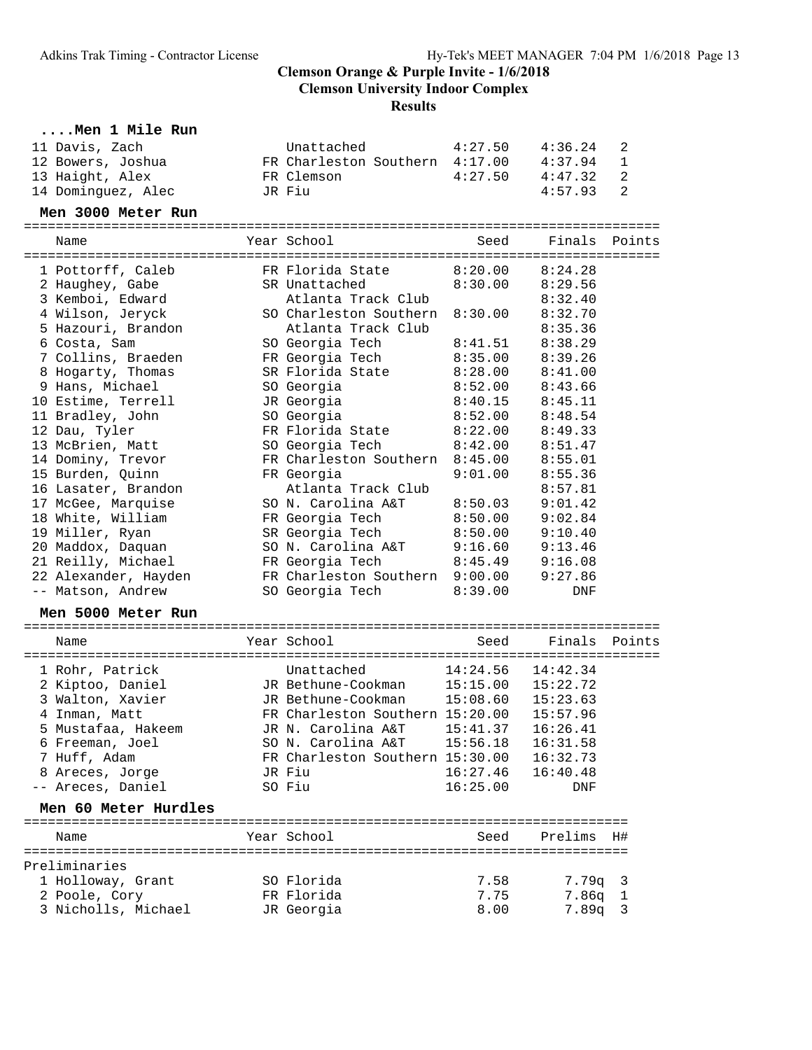**Clemson Orange & Purple Invite - 1/6/2018**
**Clemson University Indoor Complex**
**Results**

### ....Men 1 Mile Run

| Place | Name | Year | School | Seed | Finals | H# |
|---|---|---|---|---|---|---|
| 11 | Davis, Zach | | Unattached | 4:27.50 | 4:36.24 | 2 |
| 12 | Bowers, Joshua | FR | Charleston Southern | 4:17.00 | 4:37.94 | 1 |
| 13 | Haight, Alex | FR | Clemson | 4:27.50 | 4:47.32 | 2 |
| 14 | Dominguez, Alec | JR | Fiu | | 4:57.93 | 2 |

### Men 3000 Meter Run

| Place | Name | Year | School | Seed | Finals | Points |
|---|---|---|---|---|---|---|
| 1 | Pottorff, Caleb | FR | Florida State | 8:20.00 | 8:24.28 | |
| 2 | Haughey, Gabe | SR | Unattached | 8:30.00 | 8:29.56 | |
| 3 | Kemboi, Edward | | Atlanta Track Club | | 8:32.40 | |
| 4 | Wilson, Jeryck | SO | Charleston Southern | 8:30.00 | 8:32.70 | |
| 5 | Hazouri, Brandon | | Atlanta Track Club | | 8:35.36 | |
| 6 | Costa, Sam | SO | Georgia Tech | 8:41.51 | 8:38.29 | |
| 7 | Collins, Braeden | FR | Georgia Tech | 8:35.00 | 8:39.26 | |
| 8 | Hogarty, Thomas | SR | Florida State | 8:28.00 | 8:41.00 | |
| 9 | Hans, Michael | SO | Georgia | 8:52.00 | 8:43.66 | |
| 10 | Estime, Terrell | JR | Georgia | 8:40.15 | 8:45.11 | |
| 11 | Bradley, John | SO | Georgia | 8:52.00 | 8:48.54 | |
| 12 | Dau, Tyler | FR | Florida State | 8:22.00 | 8:49.33 | |
| 13 | McBrien, Matt | SO | Georgia Tech | 8:42.00 | 8:51.47 | |
| 14 | Dominy, Trevor | FR | Charleston Southern | 8:45.00 | 8:55.01 | |
| 15 | Burden, Quinn | FR | Georgia | 9:01.00 | 8:55.36 | |
| 16 | Lasater, Brandon | | Atlanta Track Club | | 8:57.81 | |
| 17 | McGee, Marquise | SO | N. Carolina A&T | 8:50.03 | 9:01.42 | |
| 18 | White, William | FR | Georgia Tech | 8:50.00 | 9:02.84 | |
| 19 | Miller, Ryan | SR | Georgia Tech | 8:50.00 | 9:10.40 | |
| 20 | Maddox, Daquan | SO | N. Carolina A&T | 9:16.60 | 9:13.46 | |
| 21 | Reilly, Michael | FR | Georgia Tech | 8:45.49 | 9:16.08 | |
| 22 | Alexander, Hayden | FR | Charleston Southern | 9:00.00 | 9:27.86 | |
| -- | Matson, Andrew | SO | Georgia Tech | 8:39.00 | DNF | |

### Men 5000 Meter Run

| Place | Name | Year | School | Seed | Finals | Points |
|---|---|---|---|---|---|---|
| 1 | Rohr, Patrick | | Unattached | 14:24.56 | 14:42.34 | |
| 2 | Kiptoo, Daniel | JR | Bethune-Cookman | 15:15.00 | 15:22.72 | |
| 3 | Walton, Xavier | JR | Bethune-Cookman | 15:08.60 | 15:23.63 | |
| 4 | Inman, Matt | FR | Charleston Southern | 15:20.00 | 15:57.96 | |
| 5 | Mustafaa, Hakeem | JR | N. Carolina A&T | 15:41.37 | 16:26.41 | |
| 6 | Freeman, Joel | SO | N. Carolina A&T | 15:56.18 | 16:31.58 | |
| 7 | Huff, Adam | FR | Charleston Southern | 15:30.00 | 16:32.73 | |
| 8 | Areces, Jorge | JR | Fiu | 16:27.46 | 16:40.48 | |
| -- | Areces, Daniel | SO | Fiu | 16:25.00 | DNF | |

### Men 60 Meter Hurdles

Preliminaries

| Place | Name | Year | School | Seed | Prelims | H# |
|---|---|---|---|---|---|---|
| 1 | Holloway, Grant | SO | Florida | 7.58 | 7.79q | 3 |
| 2 | Poole, Cory | FR | Florida | 7.75 | 7.86q | 1 |
| 3 | Nicholls, Michael | JR | Georgia | 8.00 | 7.89q | 3 |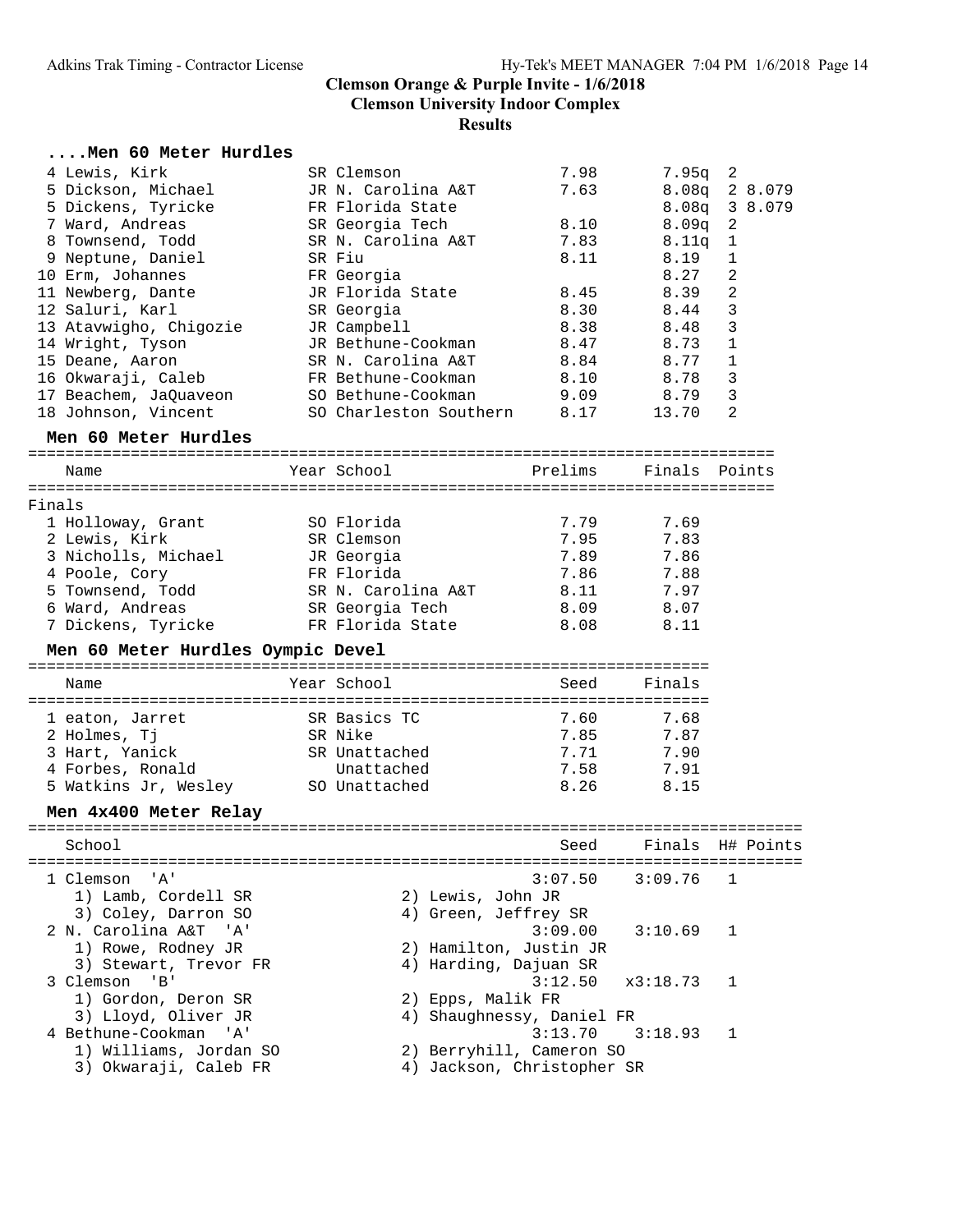# Clemson Orange & Purple Invite - 1/6/2018

## Clemson University Indoor Complex

## Results

### ....Men 60 Meter Hurdles

| Place | Name | Year | School | Prelims | Finals | H# | |
|---|---|---|---|---|---|---|---|
| 4 | Lewis, Kirk | SR | Clemson | 7.98 | 7.95q | 2 | |
| 5 | Dickson, Michael | JR | N. Carolina A&T | 7.63 | 8.08q | 2 | 8.079 |
| 5 | Dickens, Tyricke | FR | Florida State | | 8.08q | 3 | 8.079 |
| 7 | Ward, Andreas | SR | Georgia Tech | 8.10 | 8.09q | 2 | |
| 8 | Townsend, Todd | SR | N. Carolina A&T | 7.83 | 8.11q | 1 | |
| 9 | Neptune, Daniel | SR | Fiu | 8.11 | 8.19 | 1 | |
| 10 | Erm, Johannes | FR | Georgia | | 8.27 | 2 | |
| 11 | Newberg, Dante | JR | Florida State | 8.45 | 8.39 | 2 | |
| 12 | Saluri, Karl | SR | Georgia | 8.30 | 8.44 | 3 | |
| 13 | Atavwigho, Chigozie | JR | Campbell | 8.38 | 8.48 | 3 | |
| 14 | Wright, Tyson | JR | Bethune-Cookman | 8.47 | 8.73 | 1 | |
| 15 | Deane, Aaron | SR | N. Carolina A&T | 8.84 | 8.77 | 1 | |
| 16 | Okwaraji, Caleb | FR | Bethune-Cookman | 8.10 | 8.78 | 3 | |
| 17 | Beachem, JaQuaveon | SO | Bethune-Cookman | 9.09 | 8.79 | 3 | |
| 18 | Johnson, Vincent | SO | Charleston Southern | 8.17 | 13.70 | 2 | |

### Men 60 Meter Hurdles

Finals

| Place | Name | Year | School | Prelims | Finals | Points |
|---|---|---|---|---|---|---|
| 1 | Holloway, Grant | SO | Florida | 7.79 | 7.69 | |
| 2 | Lewis, Kirk | SR | Clemson | 7.95 | 7.83 | |
| 3 | Nicholls, Michael | JR | Georgia | 7.89 | 7.86 | |
| 4 | Poole, Cory | FR | Florida | 7.86 | 7.88 | |
| 5 | Townsend, Todd | SR | N. Carolina A&T | 8.11 | 7.97 | |
| 6 | Ward, Andreas | SR | Georgia Tech | 8.09 | 8.07 | |
| 7 | Dickens, Tyricke | FR | Florida State | 8.08 | 8.11 | |

### Men 60 Meter Hurdles Oympic Devel

| Place | Name | Year | School | Seed | Finals |
|---|---|---|---|---|---|
| 1 | eaton, Jarret | SR | Basics TC | 7.60 | 7.68 |
| 2 | Holmes, Tj | SR | Nike | 7.85 | 7.87 |
| 3 | Hart, Yanick | SR | Unattached | 7.71 | 7.90 |
| 4 | Forbes, Ronald | | Unattached | 7.58 | 7.91 |
| 5 | Watkins Jr, Wesley | SO | Unattached | 8.26 | 8.15 |

### Men 4x400 Meter Relay

| Place | School | Seed | Finals | H# | Points |
|---|---|---|---|---|---|
| 1 | Clemson 'A' | 3:07.50 | 3:09.76 | 1 | |
| | 1) Lamb, Cordell SR; 2) Lewis, John JR; 3) Coley, Darron SO; 4) Green, Jeffrey SR | | | | |
| 2 | N. Carolina A&T 'A' | 3:09.00 | 3:10.69 | 1 | |
| | 1) Rowe, Rodney JR; 2) Hamilton, Justin JR; 3) Stewart, Trevor FR; 4) Harding, Dajuan SR | | | | |
| 3 | Clemson 'B' | 3:12.50 | x3:18.73 | 1 | |
| | 1) Gordon, Deron SR; 2) Epps, Malik FR; 3) Lloyd, Oliver JR; 4) Shaughnessy, Daniel FR | | | | |
| 4 | Bethune-Cookman 'A' | 3:13.70 | 3:18.93 | 1 | |
| | 1) Williams, Jordan SO; 2) Berryhill, Cameron SO; 3) Okwaraji, Caleb FR; 4) Jackson, Christopher SR | | | | |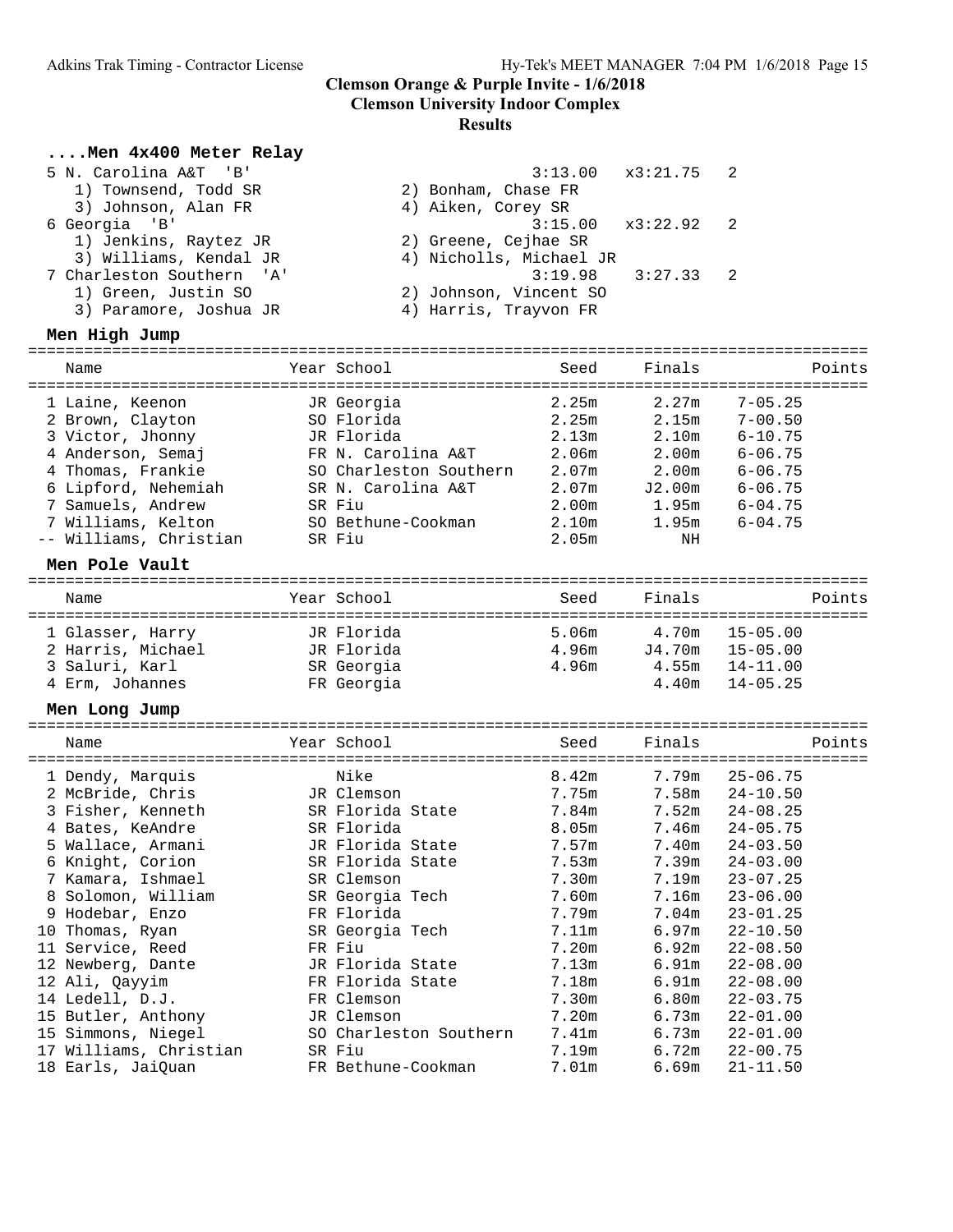# Clemson Orange & Purple Invite - 1/6/2018

## Clemson University Indoor Complex

### Results

### ....Men 4x400 Meter Relay

| Place | Team | Seed | Finals | Heat |
|---|---|---|---|---|
| 5 | N. Carolina A&T 'B' | 3:13.00 | x3:21.75 | 2 |
| | 1) Townsend, Todd SR; 2) Bonham, Chase FR; 3) Johnson, Alan FR; 4) Aiken, Corey SR | | | |
| 6 | Georgia 'B' | 3:15.00 | x3:22.92 | 2 |
| | 1) Jenkins, Raytez JR; 2) Greene, Cejhae SR; 3) Williams, Kendal JR; 4) Nicholls, Michael JR | | | |
| 7 | Charleston Southern 'A' | 3:19.98 | 3:27.33 | 2 |
| | 1) Green, Justin SO; 2) Johnson, Vincent SO; 3) Paramore, Joshua JR; 4) Harris, Trayvon FR | | | |

### Men High Jump

| Place | Name | Year | School | Seed | Finals | | Points |
|---|---|---|---|---|---|---|---|
| 1 | Laine, Keenon | JR | Georgia | 2.25m | 2.27m | 7-05.25 | |
| 2 | Brown, Clayton | SO | Florida | 2.25m | 2.15m | 7-00.50 | |
| 3 | Victor, Jhonny | JR | Florida | 2.13m | 2.10m | 6-10.75 | |
| 4 | Anderson, Semaj | FR | N. Carolina A&T | 2.06m | 2.00m | 6-06.75 | |
| 4 | Thomas, Frankie | SO | Charleston Southern | 2.07m | 2.00m | 6-06.75 | |
| 6 | Lipford, Nehemiah | SR | N. Carolina A&T | 2.07m | J2.00m | 6-06.75 | |
| 7 | Samuels, Andrew | SR | Fiu | 2.00m | 1.95m | 6-04.75 | |
| 7 | Williams, Kelton | SO | Bethune-Cookman | 2.10m | 1.95m | 6-04.75 | |
| -- | Williams, Christian | SR | Fiu | 2.05m | NH | | |

### Men Pole Vault

| Place | Name | Year | School | Seed | Finals | | Points |
|---|---|---|---|---|---|---|---|
| 1 | Glasser, Harry | JR | Florida | 5.06m | 4.70m | 15-05.00 | |
| 2 | Harris, Michael | JR | Florida | 4.96m | J4.70m | 15-05.00 | |
| 3 | Saluri, Karl | SR | Georgia | 4.96m | 4.55m | 14-11.00 | |
| 4 | Erm, Johannes | FR | Georgia | | 4.40m | 14-05.25 | |

### Men Long Jump

| Place | Name | Year | School | Seed | Finals | | Points |
|---|---|---|---|---|---|---|---|
| 1 | Dendy, Marquis | | Nike | 8.42m | 7.79m | 25-06.75 | |
| 2 | McBride, Chris | JR | Clemson | 7.75m | 7.58m | 24-10.50 | |
| 3 | Fisher, Kenneth | SR | Florida State | 7.84m | 7.52m | 24-08.25 | |
| 4 | Bates, KeAndre | SR | Florida | 8.05m | 7.46m | 24-05.75 | |
| 5 | Wallace, Armani | JR | Florida State | 7.57m | 7.40m | 24-03.50 | |
| 6 | Knight, Corion | SR | Florida State | 7.53m | 7.39m | 24-03.00 | |
| 7 | Kamara, Ishmael | SR | Clemson | 7.30m | 7.19m | 23-07.25 | |
| 8 | Solomon, William | SR | Georgia Tech | 7.60m | 7.16m | 23-06.00 | |
| 9 | Hodebar, Enzo | FR | Florida | 7.79m | 7.04m | 23-01.25 | |
| 10 | Thomas, Ryan | SR | Georgia Tech | 7.11m | 6.97m | 22-10.50 | |
| 11 | Service, Reed | FR | Fiu | 7.20m | 6.92m | 22-08.50 | |
| 12 | Newberg, Dante | JR | Florida State | 7.13m | 6.91m | 22-08.00 | |
| 12 | Ali, Qayyim | FR | Florida State | 7.18m | 6.91m | 22-08.00 | |
| 14 | Ledell, D.J. | FR | Clemson | 7.30m | 6.80m | 22-03.75 | |
| 15 | Butler, Anthony | JR | Clemson | 7.20m | 6.73m | 22-01.00 | |
| 15 | Simmons, Niegel | SO | Charleston Southern | 7.41m | 6.73m | 22-01.00 | |
| 17 | Williams, Christian | SR | Fiu | 7.19m | 6.72m | 22-00.75 | |
| 18 | Earls, JaiQuan | FR | Bethune-Cookman | 7.01m | 6.69m | 21-11.50 | |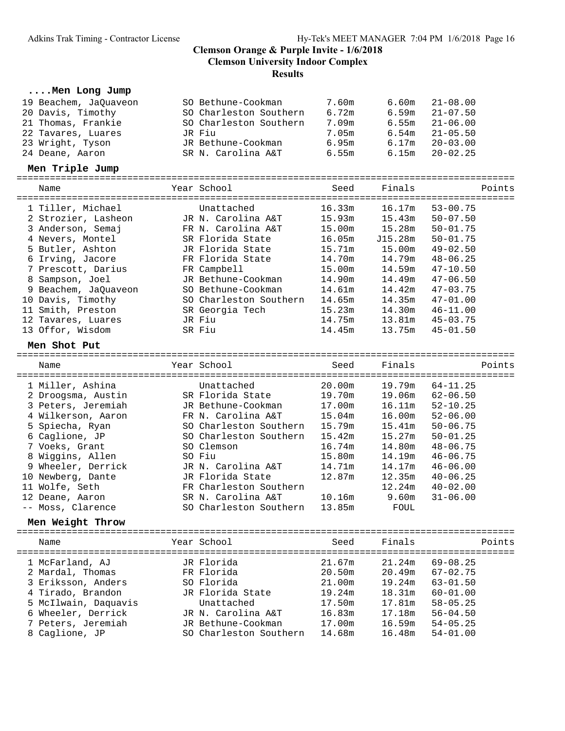# Clemson Orange & Purple Invite - 1/6/2018

## Clemson University Indoor Complex

## Results

### ....Men Long Jump

| Name | Year | School | Seed | Finals | | Points |
|---|---|---|---|---|---|---|
| 19 Beachem, JaQuaveon | SO | Bethune-Cookman | 7.60m | 6.60m | 21-08.00 | |
| 20 Davis, Timothy | SO | Charleston Southern | 6.72m | 6.59m | 21-07.50 | |
| 21 Thomas, Frankie | SO | Charleston Southern | 7.09m | 6.55m | 21-06.00 | |
| 22 Tavares, Luares | JR | Fiu | 7.05m | 6.54m | 21-05.50 | |
| 23 Wright, Tyson | JR | Bethune-Cookman | 6.95m | 6.17m | 20-03.00 | |
| 24 Deane, Aaron | SR | N. Carolina A&T | 6.55m | 6.15m | 20-02.25 | |

### Men Triple Jump

| Name | Year | School | Seed | Finals | | Points |
|---|---|---|---|---|---|---|
| 1 Tiller, Michael | | Unattached | 16.33m | 16.17m | 53-00.75 | |
| 2 Strozier, Lasheon | JR | N. Carolina A&T | 15.93m | 15.43m | 50-07.50 | |
| 3 Anderson, Semaj | FR | N. Carolina A&T | 15.00m | 15.28m | 50-01.75 | |
| 4 Nevers, Montel | SR | Florida State | 16.05m | J15.28m | 50-01.75 | |
| 5 Butler, Ashton | JR | Florida State | 15.71m | 15.00m | 49-02.50 | |
| 6 Irving, Jacore | FR | Florida State | 14.70m | 14.79m | 48-06.25 | |
| 7 Prescott, Darius | FR | Campbell | 15.00m | 14.59m | 47-10.50 | |
| 8 Sampson, Joel | JR | Bethune-Cookman | 14.90m | 14.49m | 47-06.50 | |
| 9 Beachem, JaQuaveon | SO | Bethune-Cookman | 14.61m | 14.42m | 47-03.75 | |
| 10 Davis, Timothy | SO | Charleston Southern | 14.65m | 14.35m | 47-01.00 | |
| 11 Smith, Preston | SR | Georgia Tech | 15.23m | 14.30m | 46-11.00 | |
| 12 Tavares, Luares | JR | Fiu | 14.75m | 13.81m | 45-03.75 | |
| 13 Offor, Wisdom | SR | Fiu | 14.45m | 13.75m | 45-01.50 | |

### Men Shot Put

| Name | Year | School | Seed | Finals | | Points |
|---|---|---|---|---|---|---|
| 1 Miller, Ashina | | Unattached | 20.00m | 19.79m | 64-11.25 | |
| 2 Droogsma, Austin | SR | Florida State | 19.70m | 19.06m | 62-06.50 | |
| 3 Peters, Jeremiah | JR | Bethune-Cookman | 17.00m | 16.11m | 52-10.25 | |
| 4 Wilkerson, Aaron | FR | N. Carolina A&T | 15.04m | 16.00m | 52-06.00 | |
| 5 Spiecha, Ryan | SO | Charleston Southern | 15.79m | 15.41m | 50-06.75 | |
| 6 Caglione, JP | SO | Charleston Southern | 15.42m | 15.27m | 50-01.25 | |
| 7 Voeks, Grant | SO | Clemson | 16.74m | 14.80m | 48-06.75 | |
| 8 Wiggins, Allen | SO | Fiu | 15.80m | 14.19m | 46-06.75 | |
| 9 Wheeler, Derrick | JR | N. Carolina A&T | 14.71m | 14.17m | 46-06.00 | |
| 10 Newberg, Dante | JR | Florida State | 12.87m | 12.35m | 40-06.25 | |
| 11 Wolfe, Seth | FR | Charleston Southern | | 12.24m | 40-02.00 | |
| 12 Deane, Aaron | SR | N. Carolina A&T | 10.16m | 9.60m | 31-06.00 | |
| -- Moss, Clarence | SO | Charleston Southern | 13.85m | FOUL | | |

### Men Weight Throw

| Name | Year | School | Seed | Finals | | Points |
|---|---|---|---|---|---|---|
| 1 McFarland, AJ | JR | Florida | 21.67m | 21.24m | 69-08.25 | |
| 2 Mardal, Thomas | FR | Florida | 20.50m | 20.49m | 67-02.75 | |
| 3 Eriksson, Anders | SO | Florida | 21.00m | 19.24m | 63-01.50 | |
| 4 Tirado, Brandon | JR | Florida State | 19.24m | 18.31m | 60-01.00 | |
| 5 McIlwain, Daquavis | | Unattached | 17.50m | 17.81m | 58-05.25 | |
| 6 Wheeler, Derrick | JR | N. Carolina A&T | 16.83m | 17.18m | 56-04.50 | |
| 7 Peters, Jeremiah | JR | Bethune-Cookman | 17.00m | 16.59m | 54-05.25 | |
| 8 Caglione, JP | SO | Charleston Southern | 14.68m | 16.48m | 54-01.00 | |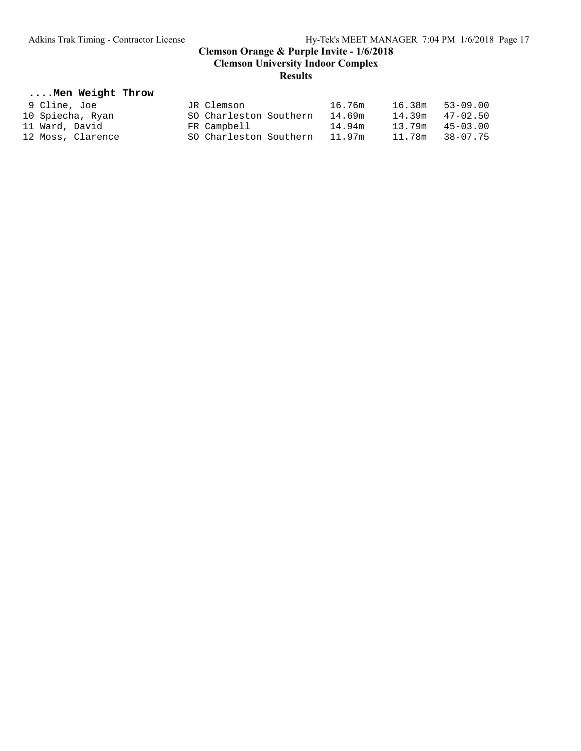# Clemson Orange & Purple Invite - 1/6/2018

## Clemson University Indoor Complex

## Results

### ....Men Weight Throw

| | | | | | | |
|---|---|---|---|---|---|---|
| 9 | Cline, Joe | JR | Clemson | 16.76m | 16.38m | 53-09.00 |
| 10 | Spiecha, Ryan | SO | Charleston Southern | 14.69m | 14.39m | 47-02.50 |
| 11 | Ward, David | FR | Campbell | 14.94m | 13.79m | 45-03.00 |
| 12 | Moss, Clarence | SO | Charleston Southern | 11.97m | 11.78m | 38-07.75 |